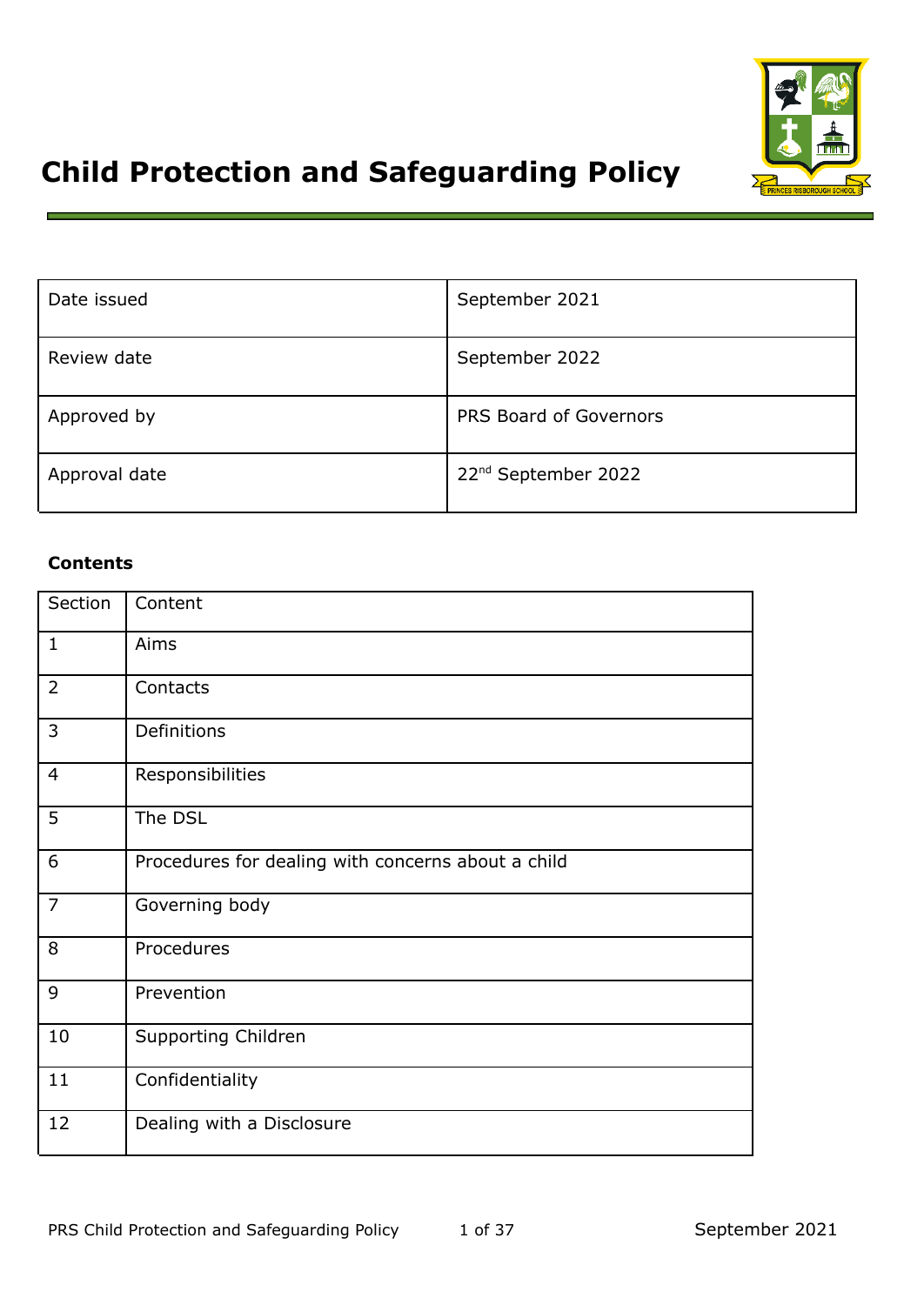# Child Protection and Safeguarding Policy

| Date issued | September 2021 |
|---|---|
| Review date | September 2022 |
| Approved by | PRS Board of Governors |
| Approval date | 22nd September 2022 |

**Contents**

| Section | Content |
|---|---|
| 1 | Aims |
| 2 | Contacts |
| 3 | Definitions |
| 4 | Responsibilities |
| 5 | The DSL |
| 6 | Procedures for dealing with concerns about a child |
| 7 | Governing body |
| 8 | Procedures |
| 9 | Prevention |
| 10 | Supporting Children |
| 11 | Confidentiality |
| 12 | Dealing with a Disclosure |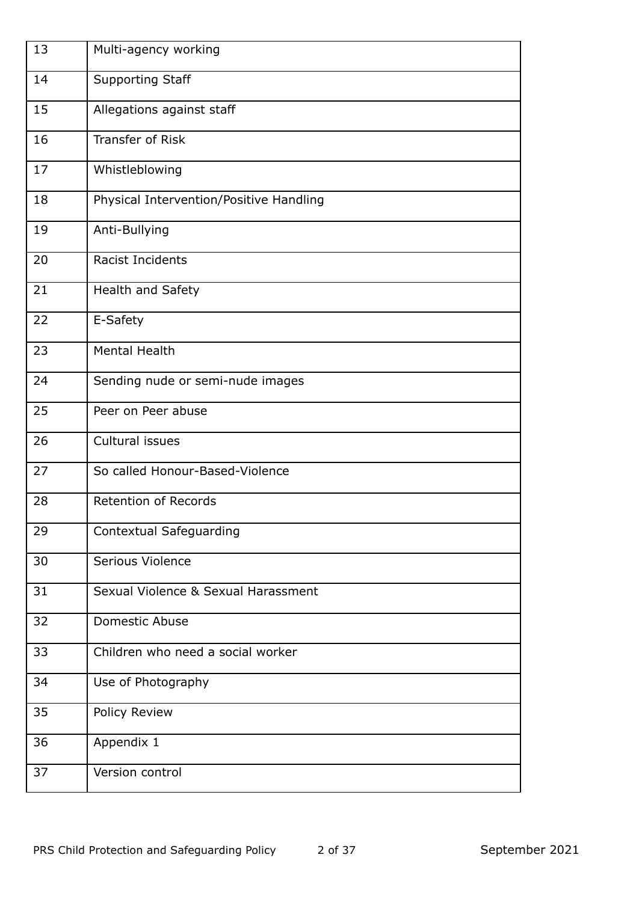| | |
|---|---|
| 13 | Multi-agency working |
| 14 | Supporting Staff |
| 15 | Allegations against staff |
| 16 | Transfer of Risk |
| 17 | Whistleblowing |
| 18 | Physical Intervention/Positive Handling |
| 19 | Anti-Bullying |
| 20 | Racist Incidents |
| 21 | Health and Safety |
| 22 | E-Safety |
| 23 | Mental Health |
| 24 | Sending nude or semi-nude images |
| 25 | Peer on Peer abuse |
| 26 | Cultural issues |
| 27 | So called Honour-Based-Violence |
| 28 | Retention of Records |
| 29 | Contextual Safeguarding |
| 30 | Serious Violence |
| 31 | Sexual Violence & Sexual Harassment |
| 32 | Domestic Abuse |
| 33 | Children who need a social worker |
| 34 | Use of Photography |
| 35 | Policy Review |
| 36 | Appendix 1 |
| 37 | Version control |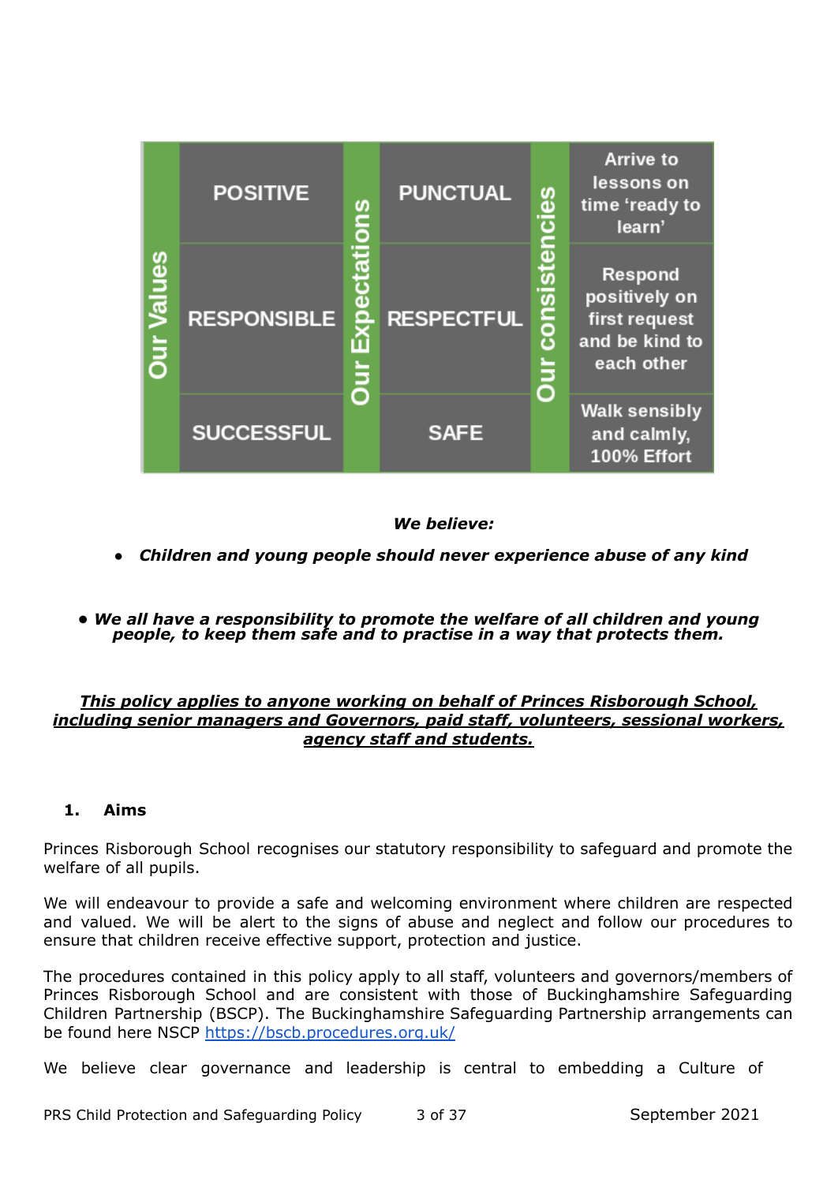| Our Values | | Our Expectations | | Our consistencies | |
|---|---|---|---|---|---|
| | POSITIVE | | PUNCTUAL | | Arrive to lessons on time 'ready to learn' |
| | RESPONSIBLE | | RESPECTFUL | | Respond positively on first request and be kind to each other |
| | SUCCESSFUL | | SAFE | | Walk sensibly and calmly, 100% Effort |

***We believe:***

- ***Children and young people should never experience abuse of any kind***

- ***We all have a responsibility to promote the welfare of all children and young people, to keep them safe and to practise in a way that protects them.***

***<u>This policy applies to anyone working on behalf of Princes Risborough School, including senior managers and Governors, paid staff, volunteers, sessional workers, agency staff and students.</u>***

## 1. Aims

Princes Risborough School recognises our statutory responsibility to safeguard and promote the welfare of all pupils.

We will endeavour to provide a safe and welcoming environment where children are respected and valued. We will be alert to the signs of abuse and neglect and follow our procedures to ensure that children receive effective support, protection and justice.

The procedures contained in this policy apply to all staff, volunteers and governors/members of Princes Risborough School and are consistent with those of Buckinghamshire Safeguarding Children Partnership (BSCP). The Buckinghamshire Safeguarding Partnership arrangements can be found here NSCP [https://bscb.procedures.org.uk/](https://bscb.procedures.org.uk/)

We believe clear governance and leadership is central to embedding a Culture of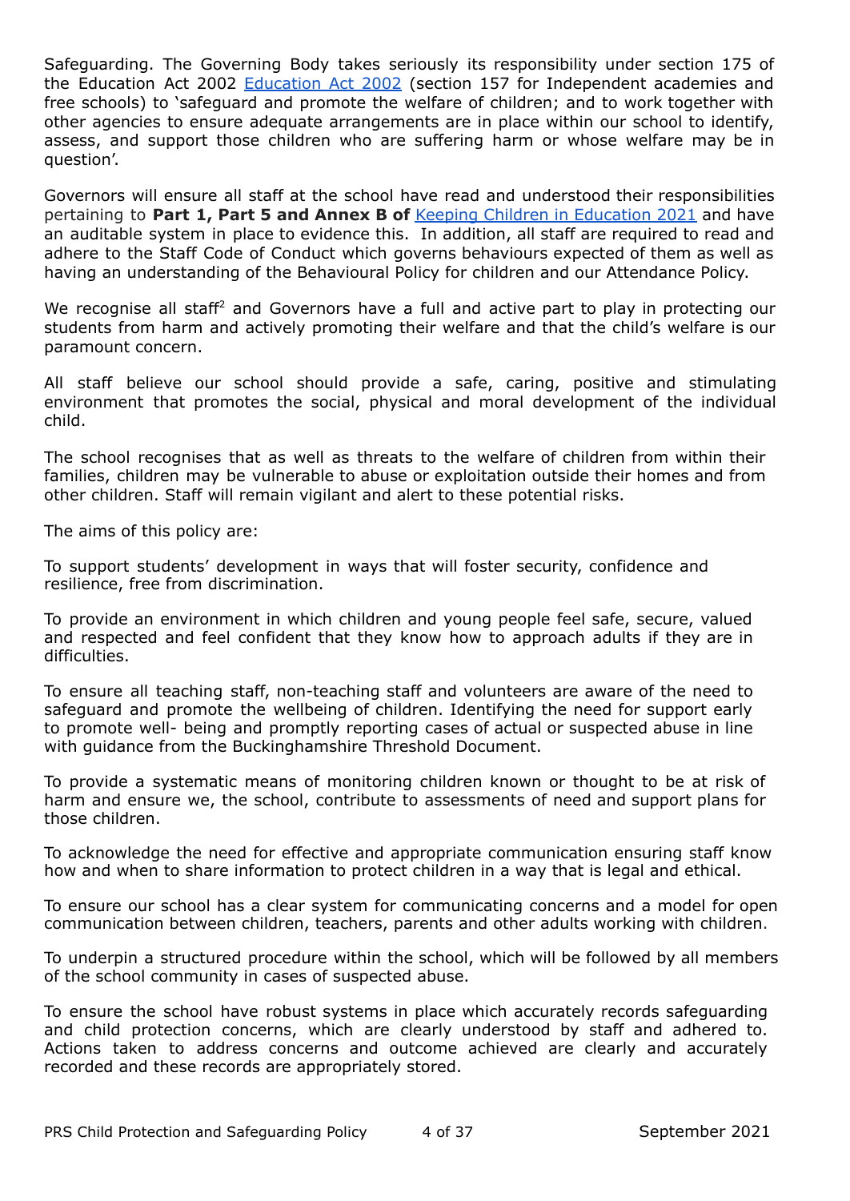Safeguarding. The Governing Body takes seriously its responsibility under section 175 of the Education Act 2002 [Education Act 2002](#) (section 157 for Independent academies and free schools) to 'safeguard and promote the welfare of children; and to work together with other agencies to ensure adequate arrangements are in place within our school to identify, assess, and support those children who are suffering harm or whose welfare may be in question'.

Governors will ensure all staff at the school have read and understood their responsibilities pertaining to **Part 1, Part 5 and Annex B of** [Keeping Children in Education 2021](#) and have an auditable system in place to evidence this. In addition, all staff are required to read and adhere to the Staff Code of Conduct which governs behaviours expected of them as well as having an understanding of the Behavioural Policy for children and our Attendance Policy.

We recognise all staff[2] and Governors have a full and active part to play in protecting our students from harm and actively promoting their welfare and that the child's welfare is our paramount concern.

All staff believe our school should provide a safe, caring, positive and stimulating environment that promotes the social, physical and moral development of the individual child.

The school recognises that as well as threats to the welfare of children from within their families, children may be vulnerable to abuse or exploitation outside their homes and from other children. Staff will remain vigilant and alert to these potential risks.

The aims of this policy are:

To support students' development in ways that will foster security, confidence and resilience, free from discrimination.

To provide an environment in which children and young people feel safe, secure, valued and respected and feel confident that they know how to approach adults if they are in difficulties.

To ensure all teaching staff, non-teaching staff and volunteers are aware of the need to safeguard and promote the wellbeing of children. Identifying the need for support early to promote well- being and promptly reporting cases of actual or suspected abuse in line with guidance from the Buckinghamshire Threshold Document.

To provide a systematic means of monitoring children known or thought to be at risk of harm and ensure we, the school, contribute to assessments of need and support plans for those children.

To acknowledge the need for effective and appropriate communication ensuring staff know how and when to share information to protect children in a way that is legal and ethical.

To ensure our school has a clear system for communicating concerns and a model for open communication between children, teachers, parents and other adults working with children.

To underpin a structured procedure within the school, which will be followed by all members of the school community in cases of suspected abuse.

To ensure the school have robust systems in place which accurately records safeguarding and child protection concerns, which are clearly understood by staff and adhered to. Actions taken to address concerns and outcome achieved are clearly and accurately recorded and these records are appropriately stored.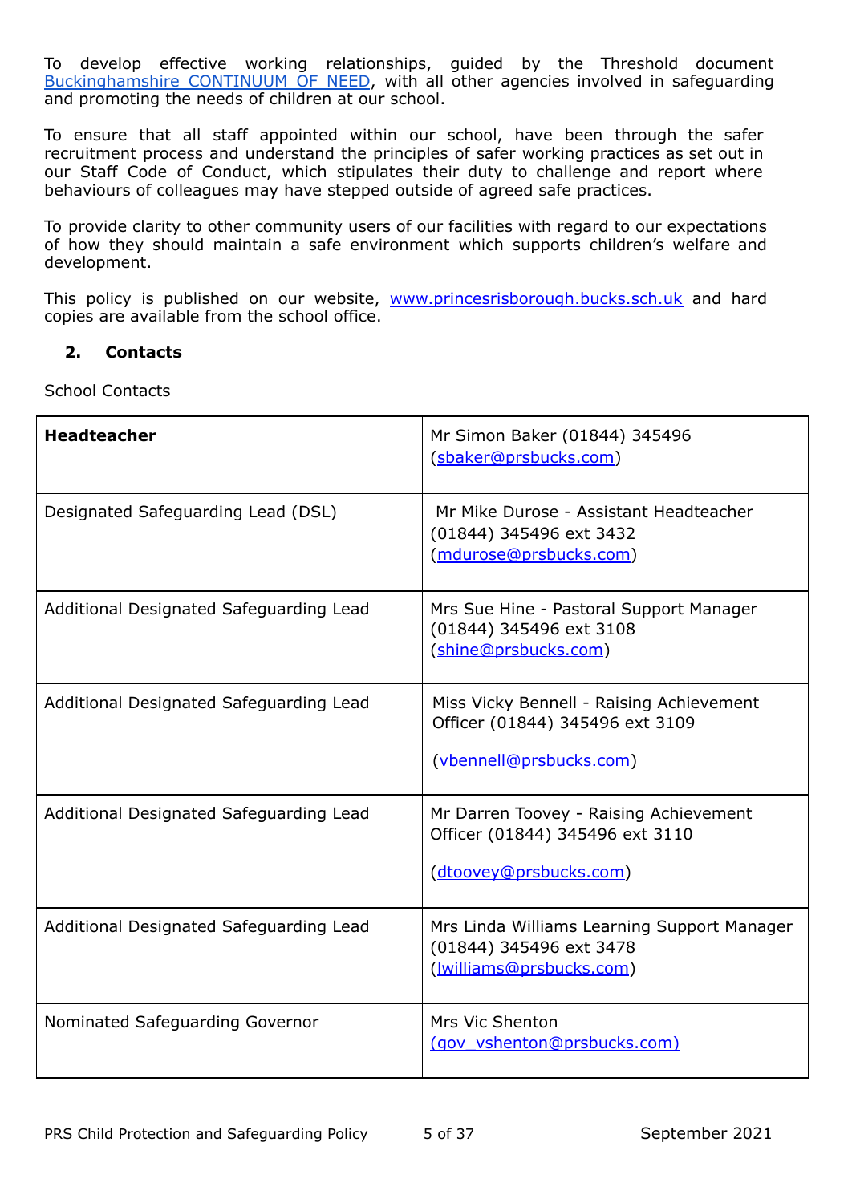To develop effective working relationships, guided by the Threshold document [Buckinghamshire CONTINUUM OF NEED](), with all other agencies involved in safeguarding and promoting the needs of children at our school.

To ensure that all staff appointed within our school, have been through the safer recruitment process and understand the principles of safer working practices as set out in our Staff Code of Conduct, which stipulates their duty to challenge and report where behaviours of colleagues may have stepped outside of agreed safe practices.

To provide clarity to other community users of our facilities with regard to our expectations of how they should maintain a safe environment which supports children's welfare and development.

This policy is published on our website, www.princesrisborough.bucks.sch.uk and hard copies are available from the school office.

## 2. Contacts

School Contacts

| **Headteacher** | Mr Simon Baker (01844) 345496 (sbaker@prsbucks.com) |
|---|---|
| Designated Safeguarding Lead (DSL) | Mr Mike Durose - Assistant Headteacher (01844) 345496 ext 3432 (mdurose@prsbucks.com) |
| Additional Designated Safeguarding Lead | Mrs Sue Hine - Pastoral Support Manager (01844) 345496 ext 3108 (shine@prsbucks.com) |
| Additional Designated Safeguarding Lead | Miss Vicky Bennell - Raising Achievement Officer (01844) 345496 ext 3109 (vbennell@prsbucks.com) |
| Additional Designated Safeguarding Lead | Mr Darren Toovey - Raising Achievement Officer (01844) 345496 ext 3110 (dtoovey@prsbucks.com) |
| Additional Designated Safeguarding Lead | Mrs Linda Williams Learning Support Manager (01844) 345496 ext 3478 (lwilliams@prsbucks.com) |
| Nominated Safeguarding Governor | Mrs Vic Shenton (gov_vshenton@prsbucks.com) |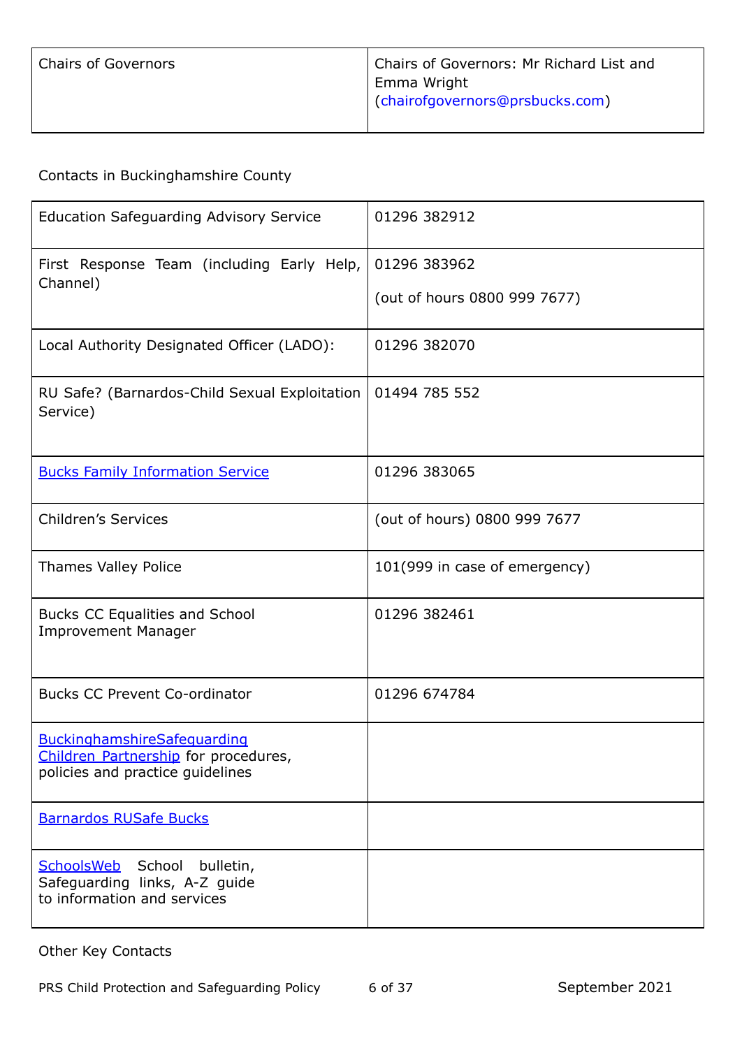| Chairs of Governors | Chairs of Governors: Mr Richard List and Emma Wright (chairofgovernors@prsbucks.com) |
|---|---|

Contacts in Buckinghamshire County

| Education Safeguarding Advisory Service | 01296 382912 |
|---|---|
| First Response Team (including Early Help, Channel) | 01296 383962<br>(out of hours 0800 999 7677) |
| Local Authority Designated Officer (LADO): | 01296 382070 |
| RU Safe? (Barnardos-Child Sexual Exploitation Service) | 01494 785 552 |
| Bucks Family Information Service | 01296 383065 |
| Children's Services | (out of hours) 0800 999 7677 |
| Thames Valley Police | 101(999 in case of emergency) |
| Bucks CC Equalities and School Improvement Manager | 01296 382461 |
| Bucks CC Prevent Co-ordinator | 01296 674784 |
| BuckinghamshireSafeguarding Children Partnership for procedures, policies and practice guidelines | |
| Barnardos RUSafe Bucks | |
| SchoolsWeb School bulletin, Safeguarding links, A-Z guide to information and services | |

Other Key Contacts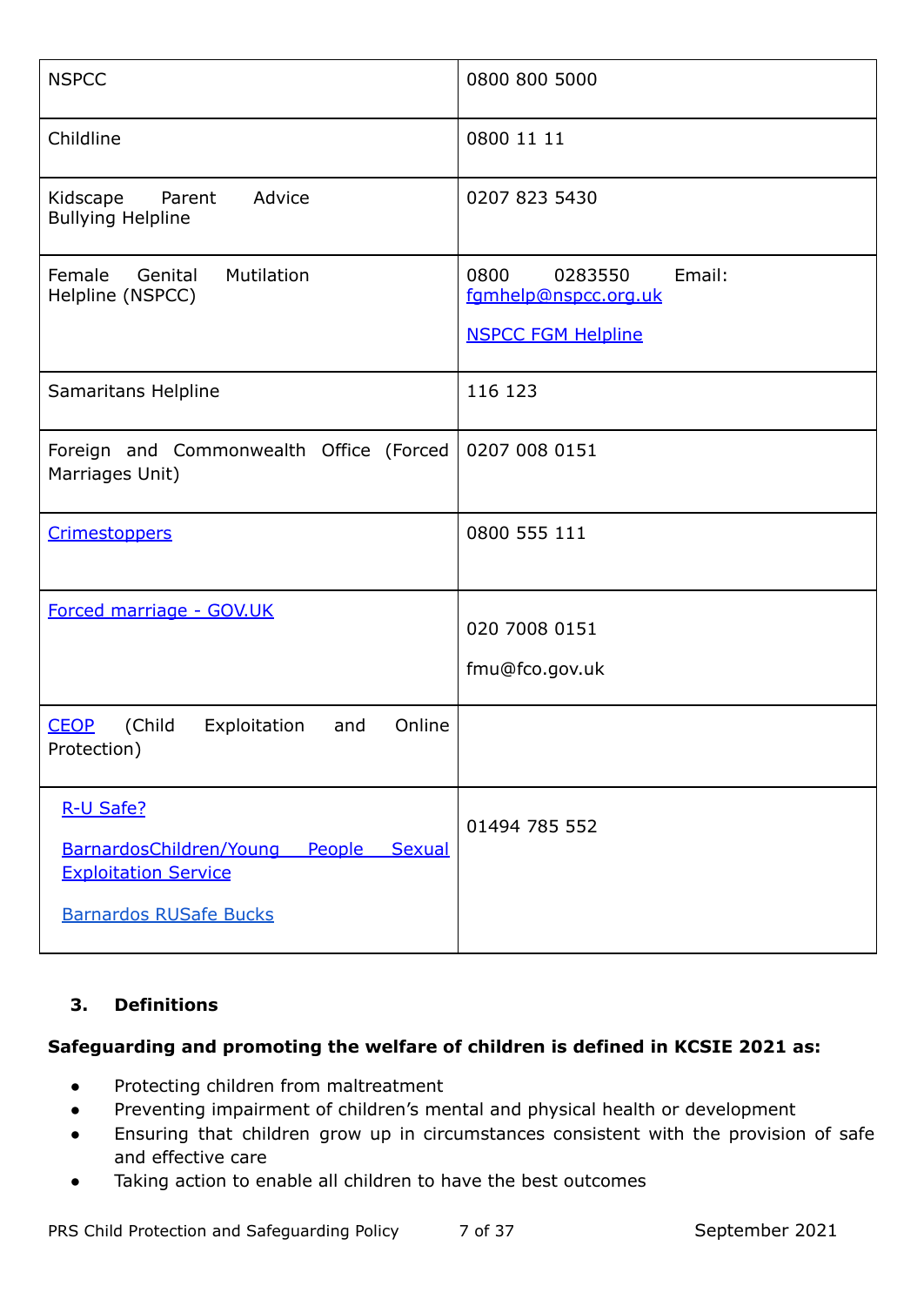| | |
|---|---|
| NSPCC | 0800 800 5000 |
| Childline | 0800 11 11 |
| Kidscape Parent Advice Bullying Helpline | 0207 823 5430 |
| Female Genital Mutilation Helpline (NSPCC) | 0800 0283550 Email: fgmhelp@nspcc.org.uk<br><br>NSPCC FGM Helpline |
| Samaritans Helpline | 116 123 |
| Foreign and Commonwealth Office (Forced Marriages Unit) | 0207 008 0151 |
| Crimestoppers | 0800 555 111 |
| Forced marriage - GOV.UK | 020 7008 0151<br><br>fmu@fco.gov.uk |
| CEOP (Child Exploitation and Online Protection) | |
| R-U Safe?<br><br>BarnardosChildren/Young People Sexual Exploitation Service<br><br>Barnardos RUSafe Bucks | 01494 785 552 |

## 3. Definitions

**Safeguarding and promoting the welfare of children is defined in KCSIE 2021 as:**

- Protecting children from maltreatment
- Preventing impairment of children's mental and physical health or development
- Ensuring that children grow up in circumstances consistent with the provision of safe and effective care
- Taking action to enable all children to have the best outcomes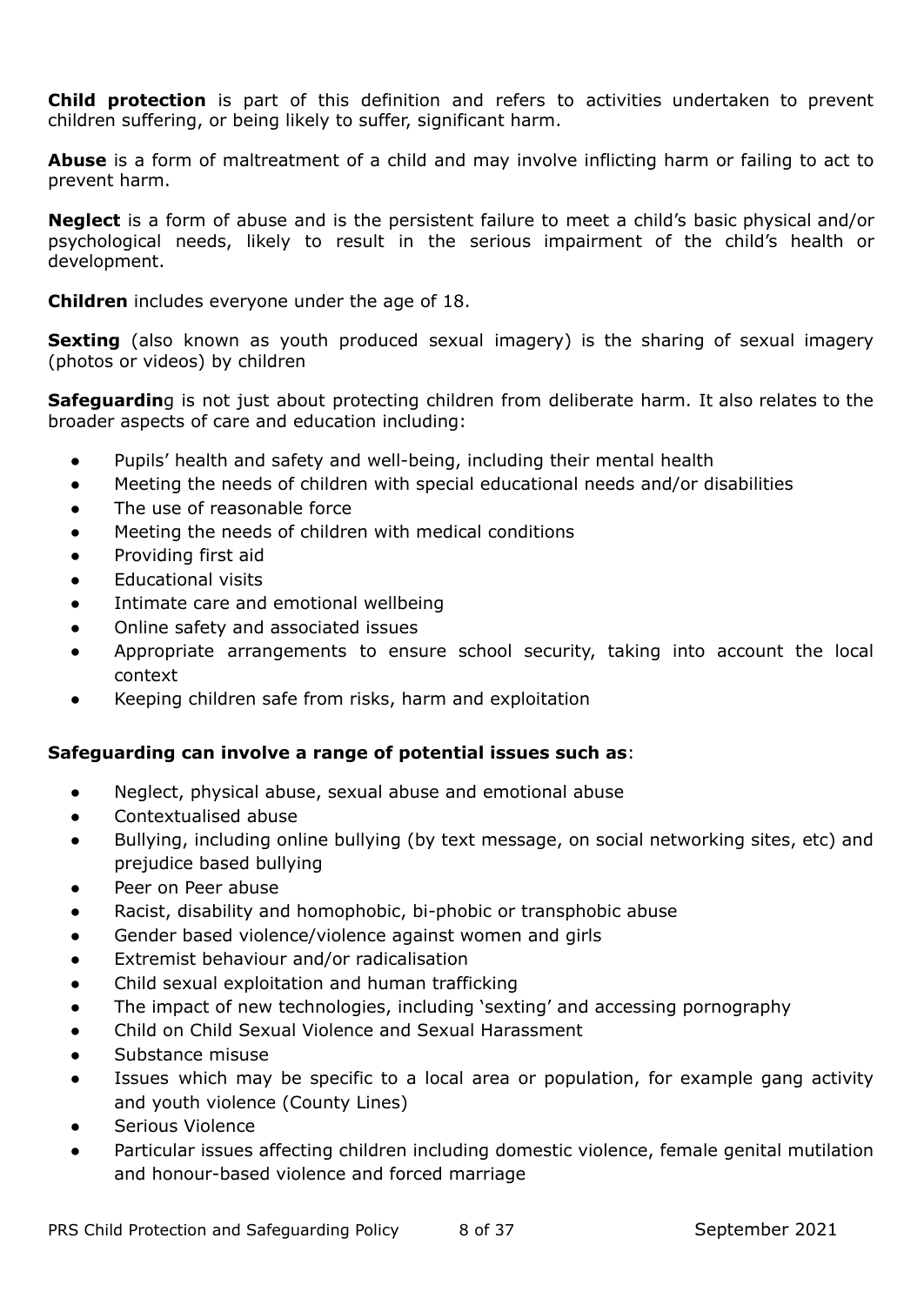**Child protection** is part of this definition and refers to activities undertaken to prevent children suffering, or being likely to suffer, significant harm.

**Abuse** is a form of maltreatment of a child and may involve inflicting harm or failing to act to prevent harm.

**Neglect** is a form of abuse and is the persistent failure to meet a child's basic physical and/or psychological needs, likely to result in the serious impairment of the child's health or development.

**Children** includes everyone under the age of 18.

**Sexting** (also known as youth produced sexual imagery) is the sharing of sexual imagery (photos or videos) by children

**Safeguardin**g is not just about protecting children from deliberate harm. It also relates to the broader aspects of care and education including:

- Pupils' health and safety and well-being, including their mental health
- Meeting the needs of children with special educational needs and/or disabilities
- The use of reasonable force
- Meeting the needs of children with medical conditions
- Providing first aid
- Educational visits
- Intimate care and emotional wellbeing
- Online safety and associated issues
- Appropriate arrangements to ensure school security, taking into account the local context
- Keeping children safe from risks, harm and exploitation

**Safeguarding can involve a range of potential issues such as**:

- Neglect, physical abuse, sexual abuse and emotional abuse
- Contextualised abuse
- Bullying, including online bullying (by text message, on social networking sites, etc) and prejudice based bullying
- Peer on Peer abuse
- Racist, disability and homophobic, bi-phobic or transphobic abuse
- Gender based violence/violence against women and girls
- Extremist behaviour and/or radicalisation
- Child sexual exploitation and human trafficking
- The impact of new technologies, including 'sexting' and accessing pornography
- Child on Child Sexual Violence and Sexual Harassment
- Substance misuse
- Issues which may be specific to a local area or population, for example gang activity and youth violence (County Lines)
- Serious Violence
- Particular issues affecting children including domestic violence, female genital mutilation and honour-based violence and forced marriage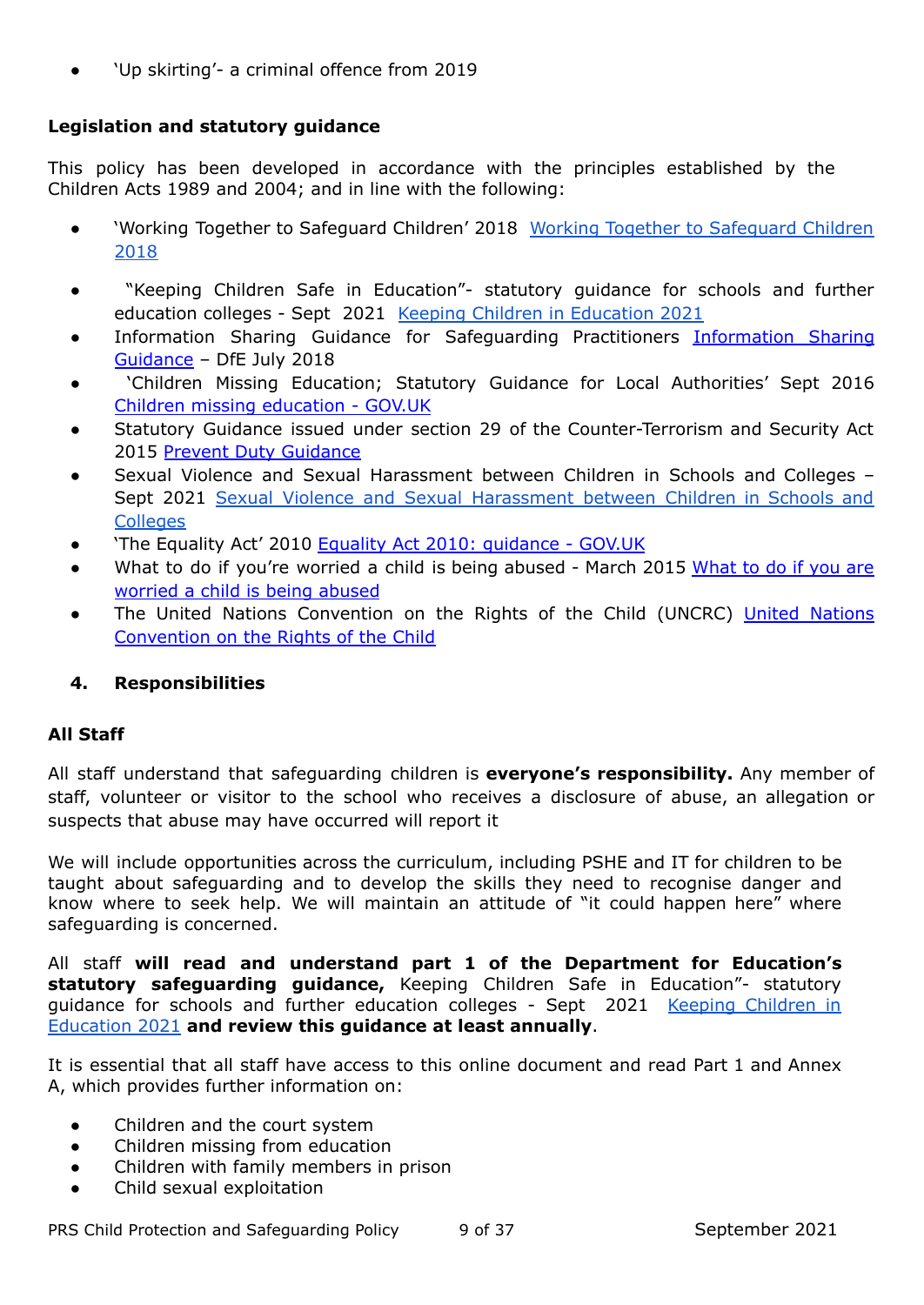- 'Up skirting'- a criminal offence from 2019

**Legislation and statutory guidance**

This policy has been developed in accordance with the principles established by the Children Acts 1989 and 2004; and in line with the following:

- 'Working Together to Safeguard Children' 2018 [Working Together to Safeguard Children 2018]()
- "Keeping Children Safe in Education"- statutory guidance for schools and further education colleges - Sept 2021 [Keeping Children in Education 2021]()
- Information Sharing Guidance for Safeguarding Practitioners [Information Sharing Guidance]() – DfE July 2018
- 'Children Missing Education; Statutory Guidance for Local Authorities' Sept 2016 [Children missing education - GOV.UK]()
- Statutory Guidance issued under section 29 of the Counter-Terrorism and Security Act 2015 [Prevent Duty Guidance]()
- Sexual Violence and Sexual Harassment between Children in Schools and Colleges – Sept 2021 [Sexual Violence and Sexual Harassment between Children in Schools and Colleges]()
- 'The Equality Act' 2010 [Equality Act 2010: guidance - GOV.UK]()
- What to do if you're worried a child is being abused - March 2015 [What to do if you are worried a child is being abused]()
- The United Nations Convention on the Rights of the Child (UNCRC) [United Nations Convention on the Rights of the Child]()

## 4. Responsibilities

**All Staff**

All staff understand that safeguarding children is **everyone's responsibility.** Any member of staff, volunteer or visitor to the school who receives a disclosure of abuse, an allegation or suspects that abuse may have occurred will report it

We will include opportunities across the curriculum, including PSHE and IT for children to be taught about safeguarding and to develop the skills they need to recognise danger and know where to seek help. We will maintain an attitude of "it could happen here" where safeguarding is concerned.

All staff **will read and understand part 1 of the Department for Education's statutory safeguarding guidance,** Keeping Children Safe in Education"- statutory guidance for schools and further education colleges - Sept 2021 [Keeping Children in Education 2021]() **and review this guidance at least annually**.

It is essential that all staff have access to this online document and read Part 1 and Annex A, which provides further information on:

- Children and the court system
- Children missing from education
- Children with family members in prison
- Child sexual exploitation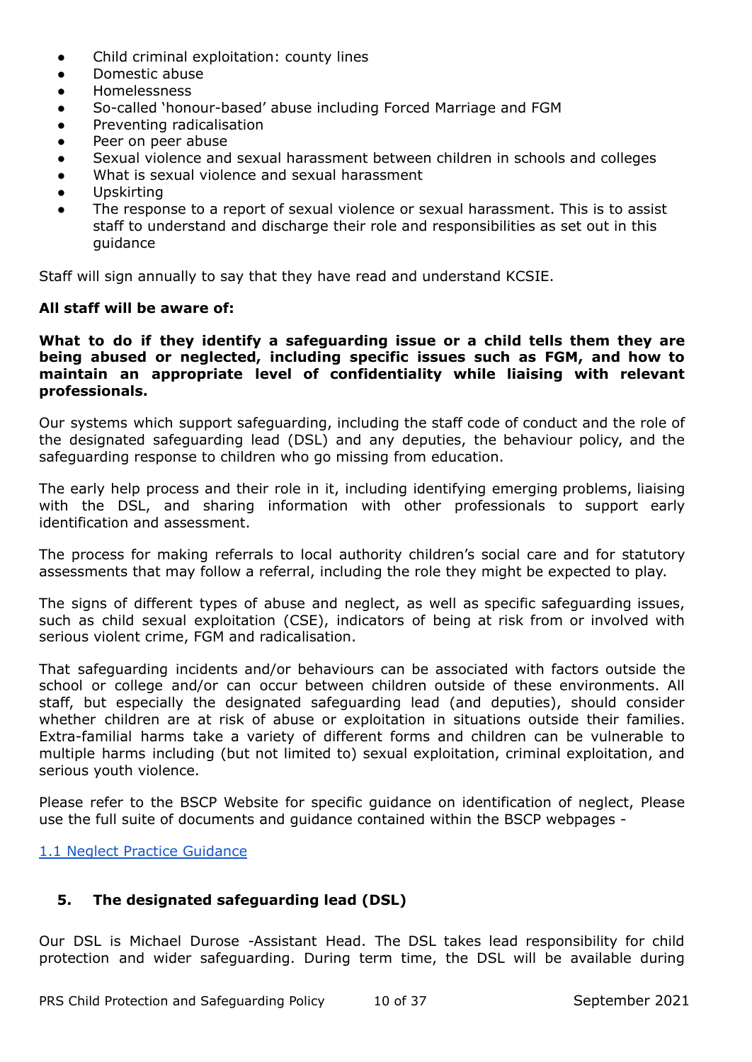- Child criminal exploitation: county lines
- Domestic abuse
- Homelessness
- So-called 'honour-based' abuse including Forced Marriage and FGM
- Preventing radicalisation
- Peer on peer abuse
- Sexual violence and sexual harassment between children in schools and colleges
- What is sexual violence and sexual harassment
- Upskirting
- The response to a report of sexual violence or sexual harassment. This is to assist staff to understand and discharge their role and responsibilities as set out in this guidance

Staff will sign annually to say that they have read and understand KCSIE.

**All staff will be aware of:**

**What to do if they identify a safeguarding issue or a child tells them they are being abused or neglected, including specific issues such as FGM, and how to maintain an appropriate level of confidentiality while liaising with relevant professionals.**

Our systems which support safeguarding, including the staff code of conduct and the role of the designated safeguarding lead (DSL) and any deputies, the behaviour policy, and the safeguarding response to children who go missing from education.

The early help process and their role in it, including identifying emerging problems, liaising with the DSL, and sharing information with other professionals to support early identification and assessment.

The process for making referrals to local authority children's social care and for statutory assessments that may follow a referral, including the role they might be expected to play.

The signs of different types of abuse and neglect, as well as specific safeguarding issues, such as child sexual exploitation (CSE), indicators of being at risk from or involved with serious violent crime, FGM and radicalisation.

That safeguarding incidents and/or behaviours can be associated with factors outside the school or college and/or can occur between children outside of these environments. All staff, but especially the designated safeguarding lead (and deputies), should consider whether children are at risk of abuse or exploitation in situations outside their families. Extra-familial harms take a variety of different forms and children can be vulnerable to multiple harms including (but not limited to) sexual exploitation, criminal exploitation, and serious youth violence.

Please refer to the BSCP Website for specific guidance on identification of neglect, Please use the full suite of documents and guidance contained within the BSCP webpages -

[1.1 Neglect Practice Guidance]

## 5. The designated safeguarding lead (DSL)

Our DSL is Michael Durose -Assistant Head. The DSL takes lead responsibility for child protection and wider safeguarding. During term time, the DSL will be available during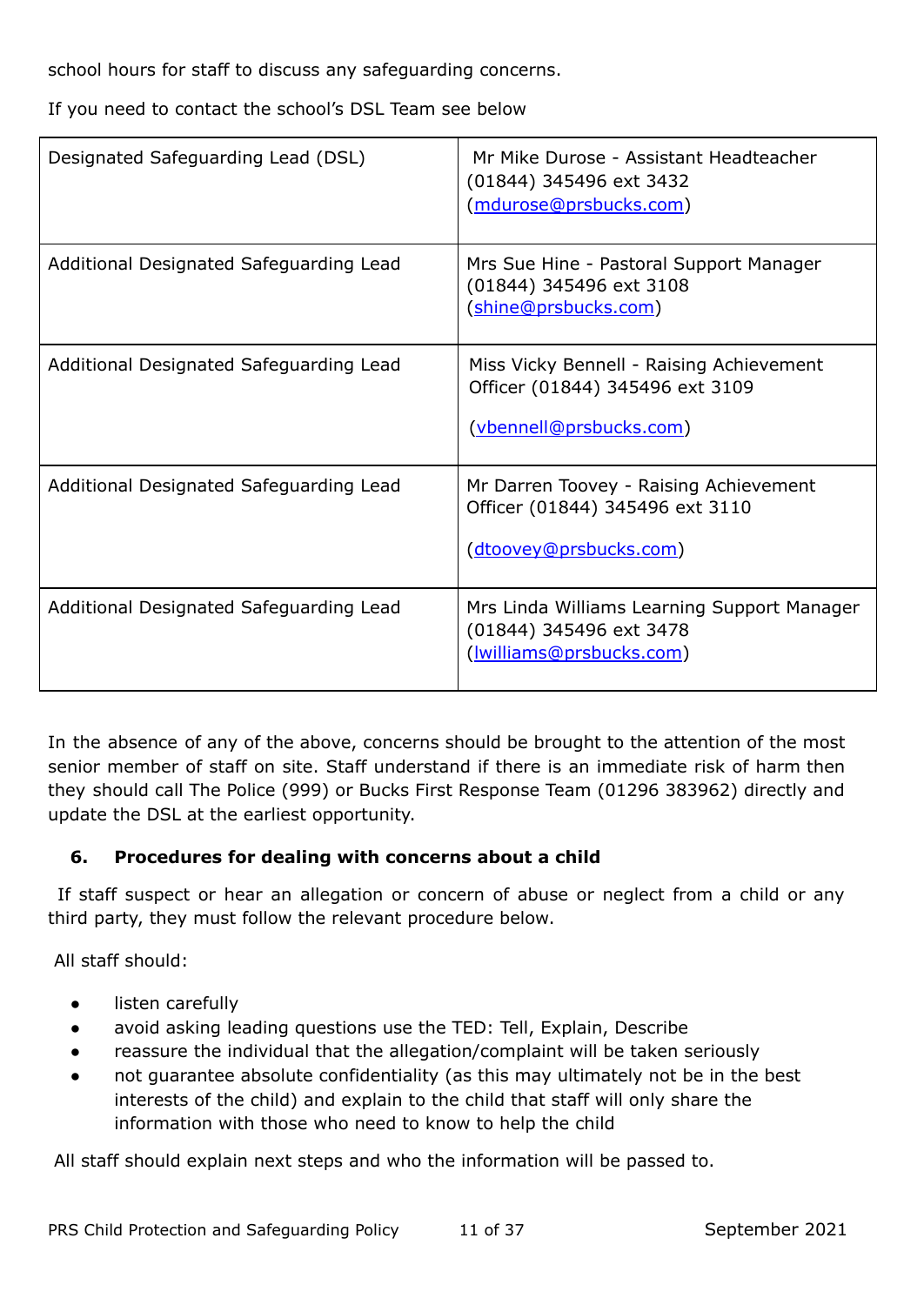school hours for staff to discuss any safeguarding concerns.

If you need to contact the school's DSL Team see below

| Designated Safeguarding Lead (DSL) | Mr Mike Durose - Assistant Headteacher (01844) 345496 ext 3432 (mdurose@prsbucks.com) |
|---|---|
| Additional Designated Safeguarding Lead | Mrs Sue Hine - Pastoral Support Manager (01844) 345496 ext 3108 (shine@prsbucks.com) |
| Additional Designated Safeguarding Lead | Miss Vicky Bennell - Raising Achievement Officer (01844) 345496 ext 3109 (vbennell@prsbucks.com) |
| Additional Designated Safeguarding Lead | Mr Darren Toovey - Raising Achievement Officer (01844) 345496 ext 3110 (dtoovey@prsbucks.com) |
| Additional Designated Safeguarding Lead | Mrs Linda Williams Learning Support Manager (01844) 345496 ext 3478 (lwilliams@prsbucks.com) |

In the absence of any of the above, concerns should be brought to the attention of the most senior member of staff on site. Staff understand if there is an immediate risk of harm then they should call The Police (999) or Bucks First Response Team (01296 383962) directly and update the DSL at the earliest opportunity.

## 6. Procedures for dealing with concerns about a child

If staff suspect or hear an allegation or concern of abuse or neglect from a child or any third party, they must follow the relevant procedure below.

All staff should:

- listen carefully
- avoid asking leading questions use the TED: Tell, Explain, Describe
- reassure the individual that the allegation/complaint will be taken seriously
- not guarantee absolute confidentiality (as this may ultimately not be in the best interests of the child) and explain to the child that staff will only share the information with those who need to know to help the child

All staff should explain next steps and who the information will be passed to.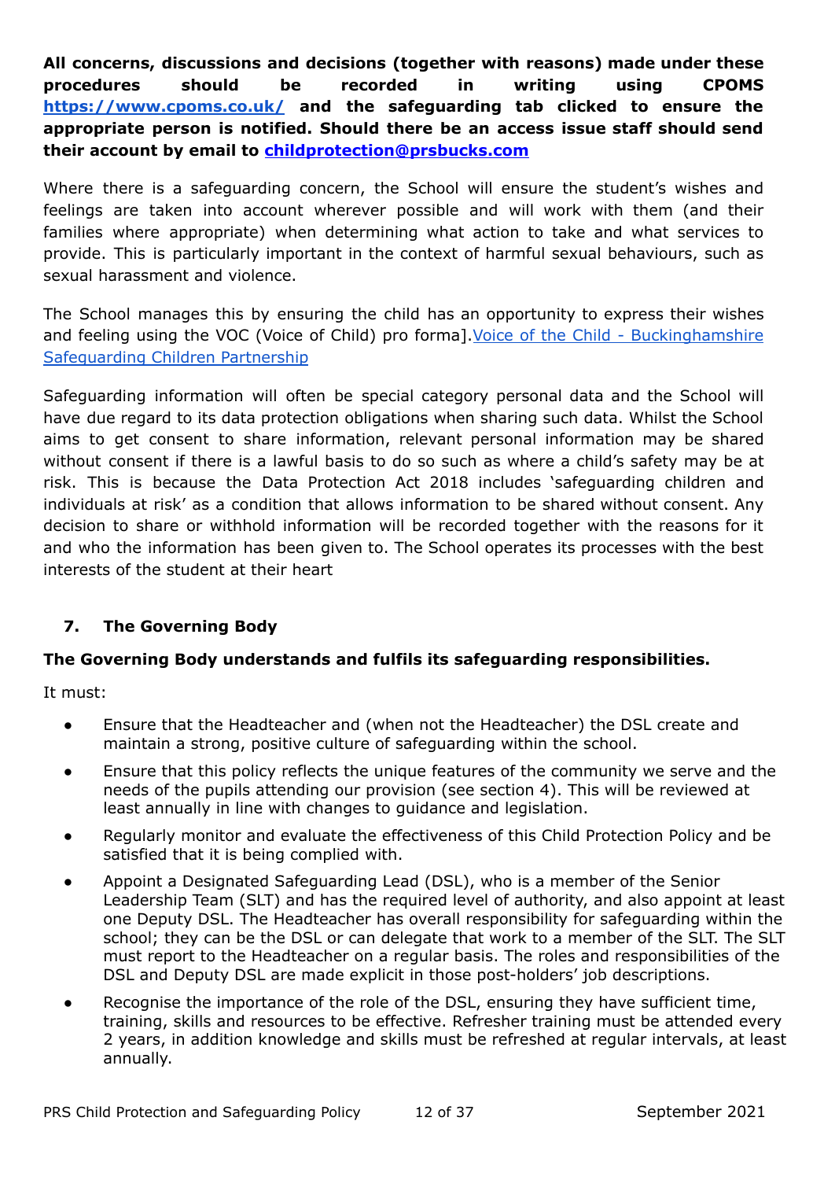**All concerns, discussions and decisions (together with reasons) made under these procedures should be recorded in writing using CPOMS [https://www.cpoms.co.uk/](https://www.cpoms.co.uk/) and the safeguarding tab clicked to ensure the appropriate person is notified. Should there be an access issue staff should send their account by email to [childprotection@prsbucks.com](mailto:childprotection@prsbucks.com)**

Where there is a safeguarding concern, the School will ensure the student's wishes and feelings are taken into account wherever possible and will work with them (and their families where appropriate) when determining what action to take and what services to provide. This is particularly important in the context of harmful sexual behaviours, such as sexual harassment and violence.

The School manages this by ensuring the child has an opportunity to express their wishes and feeling using the VOC (Voice of Child) pro forma].[Voice of the Child - Buckinghamshire Safeguarding Children Partnership]()

Safeguarding information will often be special category personal data and the School will have due regard to its data protection obligations when sharing such data. Whilst the School aims to get consent to share information, relevant personal information may be shared without consent if there is a lawful basis to do so such as where a child's safety may be at risk. This is because the Data Protection Act 2018 includes 'safeguarding children and individuals at risk' as a condition that allows information to be shared without consent. Any decision to share or withhold information will be recorded together with the reasons for it and who the information has been given to. The School operates its processes with the best interests of the student at their heart

## 7. The Governing Body

**The Governing Body understands and fulfils its safeguarding responsibilities.**

It must:

- Ensure that the Headteacher and (when not the Headteacher) the DSL create and maintain a strong, positive culture of safeguarding within the school.
- Ensure that this policy reflects the unique features of the community we serve and the needs of the pupils attending our provision (see section 4). This will be reviewed at least annually in line with changes to guidance and legislation.
- Regularly monitor and evaluate the effectiveness of this Child Protection Policy and be satisfied that it is being complied with.
- Appoint a Designated Safeguarding Lead (DSL), who is a member of the Senior Leadership Team (SLT) and has the required level of authority, and also appoint at least one Deputy DSL. The Headteacher has overall responsibility for safeguarding within the school; they can be the DSL or can delegate that work to a member of the SLT. The SLT must report to the Headteacher on a regular basis. The roles and responsibilities of the DSL and Deputy DSL are made explicit in those post-holders' job descriptions.
- Recognise the importance of the role of the DSL, ensuring they have sufficient time, training, skills and resources to be effective. Refresher training must be attended every 2 years, in addition knowledge and skills must be refreshed at regular intervals, at least annually.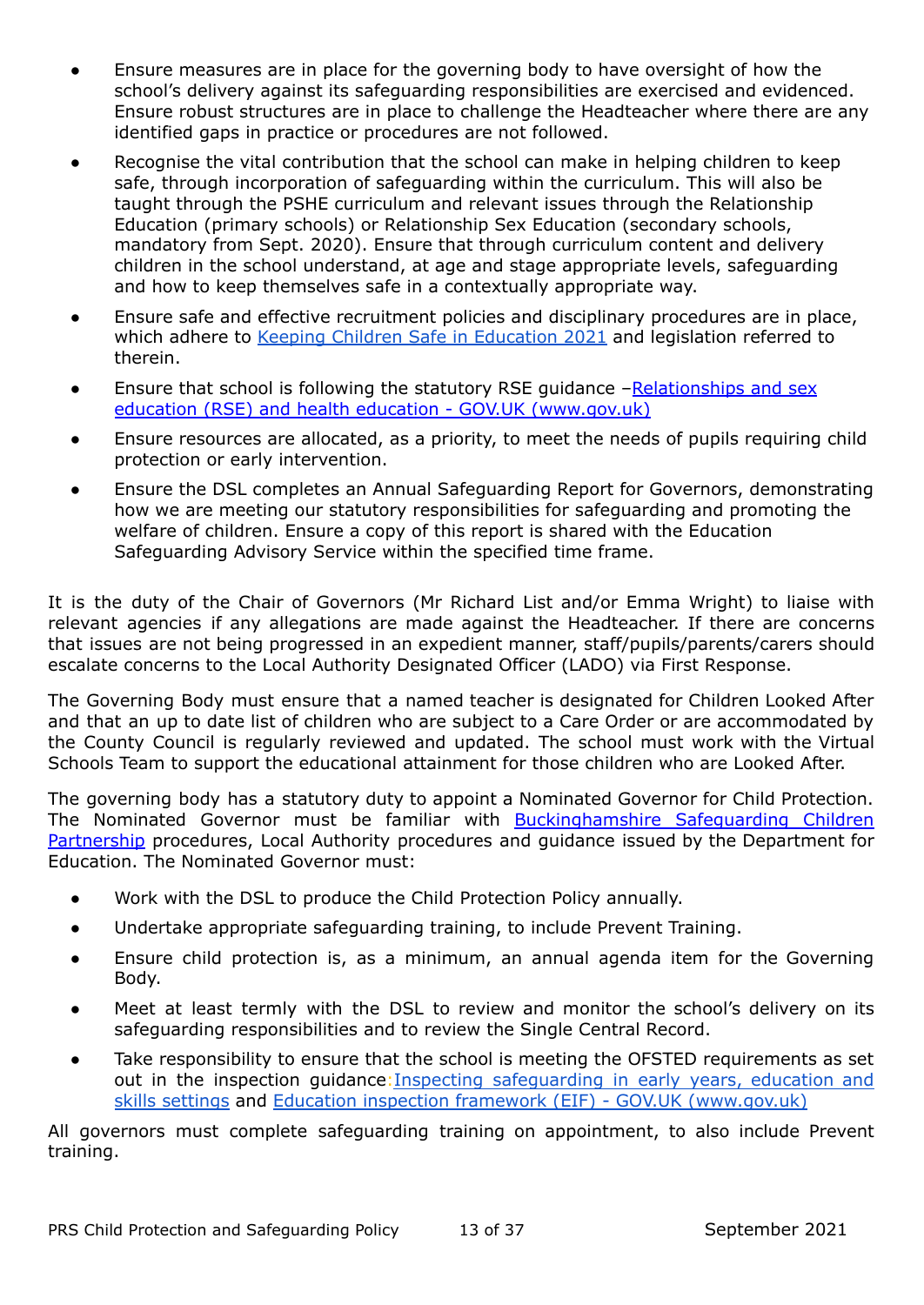- Ensure measures are in place for the governing body to have oversight of how the school's delivery against its safeguarding responsibilities are exercised and evidenced. Ensure robust structures are in place to challenge the Headteacher where there are any identified gaps in practice or procedures are not followed.
- Recognise the vital contribution that the school can make in helping children to keep safe, through incorporation of safeguarding within the curriculum. This will also be taught through the PSHE curriculum and relevant issues through the Relationship Education (primary schools) or Relationship Sex Education (secondary schools, mandatory from Sept. 2020). Ensure that through curriculum content and delivery children in the school understand, at age and stage appropriate levels, safeguarding and how to keep themselves safe in a contextually appropriate way.
- Ensure safe and effective recruitment policies and disciplinary procedures are in place, which adhere to Keeping Children Safe in Education 2021 and legislation referred to therein.
- Ensure that school is following the statutory RSE guidance –Relationships and sex education (RSE) and health education - GOV.UK (www.gov.uk)
- Ensure resources are allocated, as a priority, to meet the needs of pupils requiring child protection or early intervention.
- Ensure the DSL completes an Annual Safeguarding Report for Governors, demonstrating how we are meeting our statutory responsibilities for safeguarding and promoting the welfare of children. Ensure a copy of this report is shared with the Education Safeguarding Advisory Service within the specified time frame.

It is the duty of the Chair of Governors (Mr Richard List and/or Emma Wright) to liaise with relevant agencies if any allegations are made against the Headteacher. If there are concerns that issues are not being progressed in an expedient manner, staff/pupils/parents/carers should escalate concerns to the Local Authority Designated Officer (LADO) via First Response.

The Governing Body must ensure that a named teacher is designated for Children Looked After and that an up to date list of children who are subject to a Care Order or are accommodated by the County Council is regularly reviewed and updated. The school must work with the Virtual Schools Team to support the educational attainment for those children who are Looked After.

The governing body has a statutory duty to appoint a Nominated Governor for Child Protection. The Nominated Governor must be familiar with Buckinghamshire Safeguarding Children Partnership procedures, Local Authority procedures and guidance issued by the Department for Education. The Nominated Governor must:

- Work with the DSL to produce the Child Protection Policy annually.
- Undertake appropriate safeguarding training, to include Prevent Training.
- Ensure child protection is, as a minimum, an annual agenda item for the Governing Body.
- Meet at least termly with the DSL to review and monitor the school's delivery on its safeguarding responsibilities and to review the Single Central Record.
- Take responsibility to ensure that the school is meeting the OFSTED requirements as set out in the inspection guidance:Inspecting safeguarding in early years, education and skills settings and Education inspection framework (EIF) - GOV.UK (www.gov.uk)

All governors must complete safeguarding training on appointment, to also include Prevent training.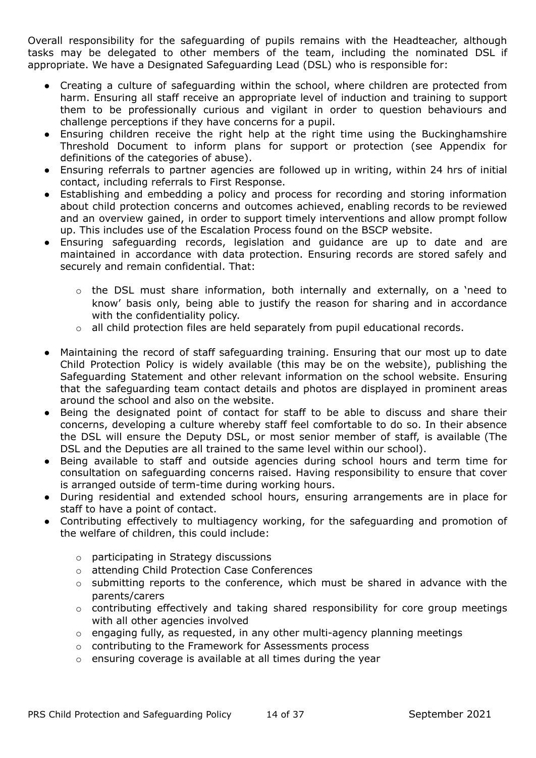Overall responsibility for the safeguarding of pupils remains with the Headteacher, although tasks may be delegated to other members of the team, including the nominated DSL if appropriate. We have a Designated Safeguarding Lead (DSL) who is responsible for:

- Creating a culture of safeguarding within the school, where children are protected from harm. Ensuring all staff receive an appropriate level of induction and training to support them to be professionally curious and vigilant in order to question behaviours and challenge perceptions if they have concerns for a pupil.
- Ensuring children receive the right help at the right time using the Buckinghamshire Threshold Document to inform plans for support or protection (see Appendix for definitions of the categories of abuse).
- Ensuring referrals to partner agencies are followed up in writing, within 24 hrs of initial contact, including referrals to First Response.
- Establishing and embedding a policy and process for recording and storing information about child protection concerns and outcomes achieved, enabling records to be reviewed and an overview gained, in order to support timely interventions and allow prompt follow up. This includes use of the Escalation Process found on the BSCP website.
- Ensuring safeguarding records, legislation and guidance are up to date and are maintained in accordance with data protection. Ensuring records are stored safely and securely and remain confidential. That:
    - the DSL must share information, both internally and externally, on a 'need to know' basis only, being able to justify the reason for sharing and in accordance with the confidentiality policy.
    - all child protection files are held separately from pupil educational records.
- Maintaining the record of staff safeguarding training. Ensuring that our most up to date Child Protection Policy is widely available (this may be on the website), publishing the Safeguarding Statement and other relevant information on the school website. Ensuring that the safeguarding team contact details and photos are displayed in prominent areas around the school and also on the website.
- Being the designated point of contact for staff to be able to discuss and share their concerns, developing a culture whereby staff feel comfortable to do so. In their absence the DSL will ensure the Deputy DSL, or most senior member of staff, is available (The DSL and the Deputies are all trained to the same level within our school).
- Being available to staff and outside agencies during school hours and term time for consultation on safeguarding concerns raised. Having responsibility to ensure that cover is arranged outside of term-time during working hours.
- During residential and extended school hours, ensuring arrangements are in place for staff to have a point of contact.
- Contributing effectively to multiagency working, for the safeguarding and promotion of the welfare of children, this could include:
    - participating in Strategy discussions
    - attending Child Protection Case Conferences
    - submitting reports to the conference, which must be shared in advance with the parents/carers
    - contributing effectively and taking shared responsibility for core group meetings with all other agencies involved
    - engaging fully, as requested, in any other multi-agency planning meetings
    - contributing to the Framework for Assessments process
    - ensuring coverage is available at all times during the year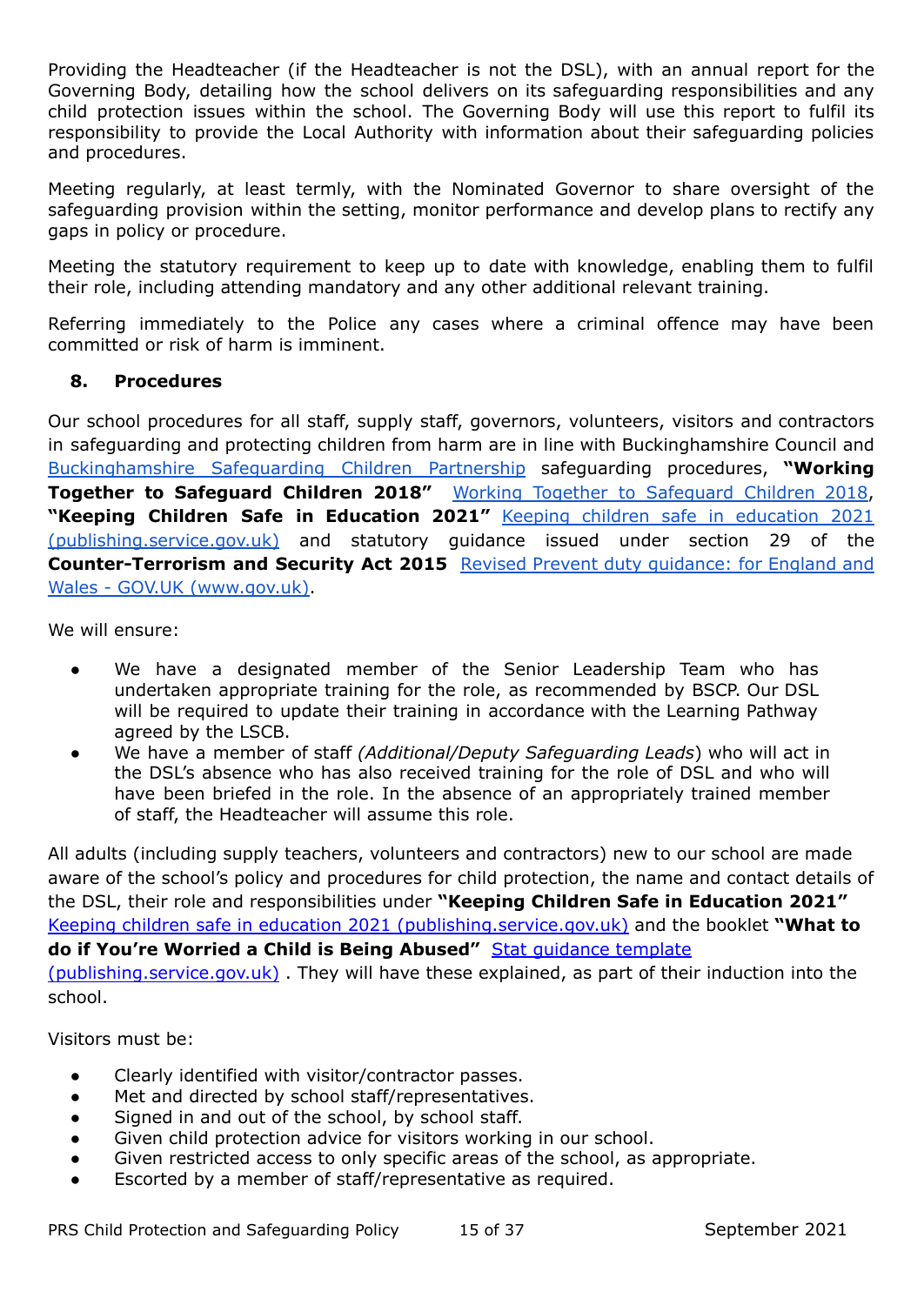Providing the Headteacher (if the Headteacher is not the DSL), with an annual report for the Governing Body, detailing how the school delivers on its safeguarding responsibilities and any child protection issues within the school. The Governing Body will use this report to fulfil its responsibility to provide the Local Authority with information about their safeguarding policies and procedures.

Meeting regularly, at least termly, with the Nominated Governor to share oversight of the safeguarding provision within the setting, monitor performance and develop plans to rectify any gaps in policy or procedure.

Meeting the statutory requirement to keep up to date with knowledge, enabling them to fulfil their role, including attending mandatory and any other additional relevant training.

Referring immediately to the Police any cases where a criminal offence may have been committed or risk of harm is imminent.

## 8. Procedures

Our school procedures for all staff, supply staff, governors, volunteers, visitors and contractors in safeguarding and protecting children from harm are in line with Buckinghamshire Council and Buckinghamshire Safeguarding Children Partnership safeguarding procedures, **"Working Together to Safeguard Children 2018"** Working Together to Safeguard Children 2018, **"Keeping Children Safe in Education 2021"** Keeping children safe in education 2021 (publishing.service.gov.uk) and statutory guidance issued under section 29 of the **Counter-Terrorism and Security Act 2015** Revised Prevent duty guidance: for England and Wales - GOV.UK (www.gov.uk).

We will ensure:

- We have a designated member of the Senior Leadership Team who has undertaken appropriate training for the role, as recommended by BSCP. Our DSL will be required to update their training in accordance with the Learning Pathway agreed by the LSCB.
- We have a member of staff *(Additional/Deputy Safeguarding Leads*) who will act in the DSL's absence who has also received training for the role of DSL and who will have been briefed in the role. In the absence of an appropriately trained member of staff, the Headteacher will assume this role.

All adults (including supply teachers, volunteers and contractors) new to our school are made aware of the school's policy and procedures for child protection, the name and contact details of the DSL, their role and responsibilities under **"Keeping Children Safe in Education 2021"** Keeping children safe in education 2021 (publishing.service.gov.uk) and the booklet **"What to do if You're Worried a Child is Being Abused"** Stat guidance template (publishing.service.gov.uk) . They will have these explained, as part of their induction into the school.

Visitors must be:

- Clearly identified with visitor/contractor passes.
- Met and directed by school staff/representatives.
- Signed in and out of the school, by school staff.
- Given child protection advice for visitors working in our school.
- Given restricted access to only specific areas of the school, as appropriate.
- Escorted by a member of staff/representative as required.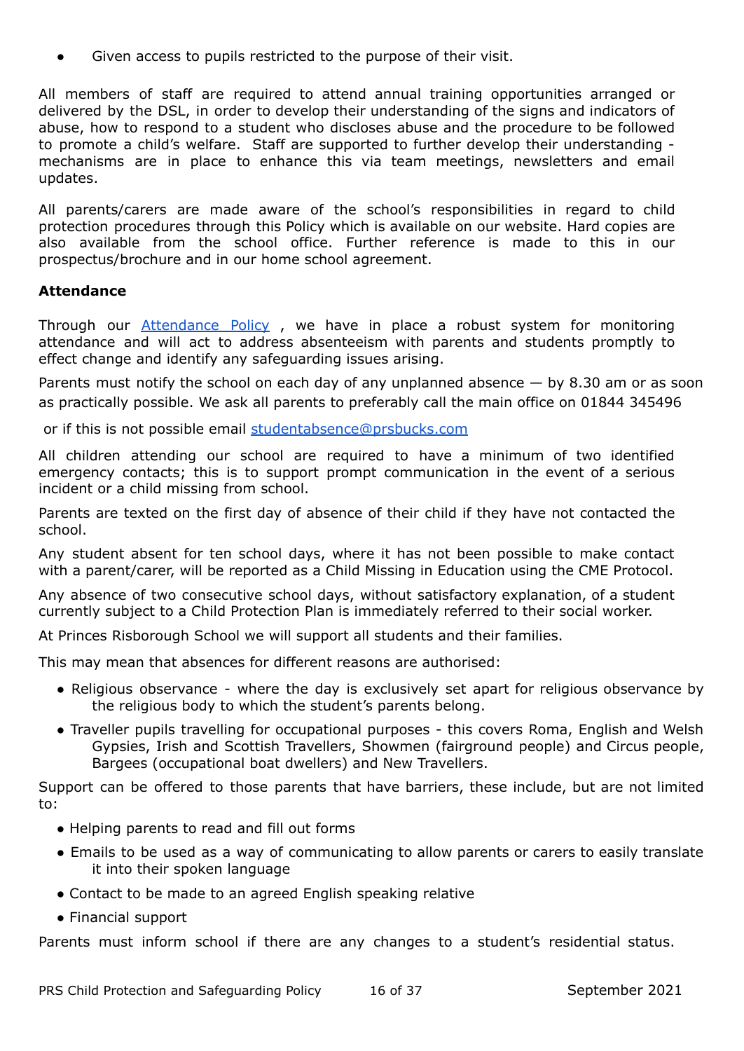- Given access to pupils restricted to the purpose of their visit.

All members of staff are required to attend annual training opportunities arranged or delivered by the DSL, in order to develop their understanding of the signs and indicators of abuse, how to respond to a student who discloses abuse and the procedure to be followed to promote a child's welfare. Staff are supported to further develop their understanding - mechanisms are in place to enhance this via team meetings, newsletters and email updates.

All parents/carers are made aware of the school's responsibilities in regard to child protection procedures through this Policy which is available on our website. Hard copies are also available from the school office. Further reference is made to this in our prospectus/brochure and in our home school agreement.

**Attendance**

Through our Attendance Policy , we have in place a robust system for monitoring attendance and will act to address absenteeism with parents and students promptly to effect change and identify any safeguarding issues arising.

Parents must notify the school on each day of any unplanned absence — by 8.30 am or as soon as practically possible. We ask all parents to preferably call the main office on 01844 345496

or if this is not possible email studentabsence@prsbucks.com

All children attending our school are required to have a minimum of two identified emergency contacts; this is to support prompt communication in the event of a serious incident or a child missing from school.

Parents are texted on the first day of absence of their child if they have not contacted the school.

Any student absent for ten school days, where it has not been possible to make contact with a parent/carer, will be reported as a Child Missing in Education using the CME Protocol.

Any absence of two consecutive school days, without satisfactory explanation, of a student currently subject to a Child Protection Plan is immediately referred to their social worker.

At Princes Risborough School we will support all students and their families.

This may mean that absences for different reasons are authorised:

- Religious observance - where the day is exclusively set apart for religious observance by the religious body to which the student's parents belong.
- Traveller pupils travelling for occupational purposes - this covers Roma, English and Welsh Gypsies, Irish and Scottish Travellers, Showmen (fairground people) and Circus people, Bargees (occupational boat dwellers) and New Travellers.

Support can be offered to those parents that have barriers, these include, but are not limited to:

- Helping parents to read and fill out forms
- Emails to be used as a way of communicating to allow parents or carers to easily translate it into their spoken language
- Contact to be made to an agreed English speaking relative
- Financial support

Parents must inform school if there are any changes to a student's residential status.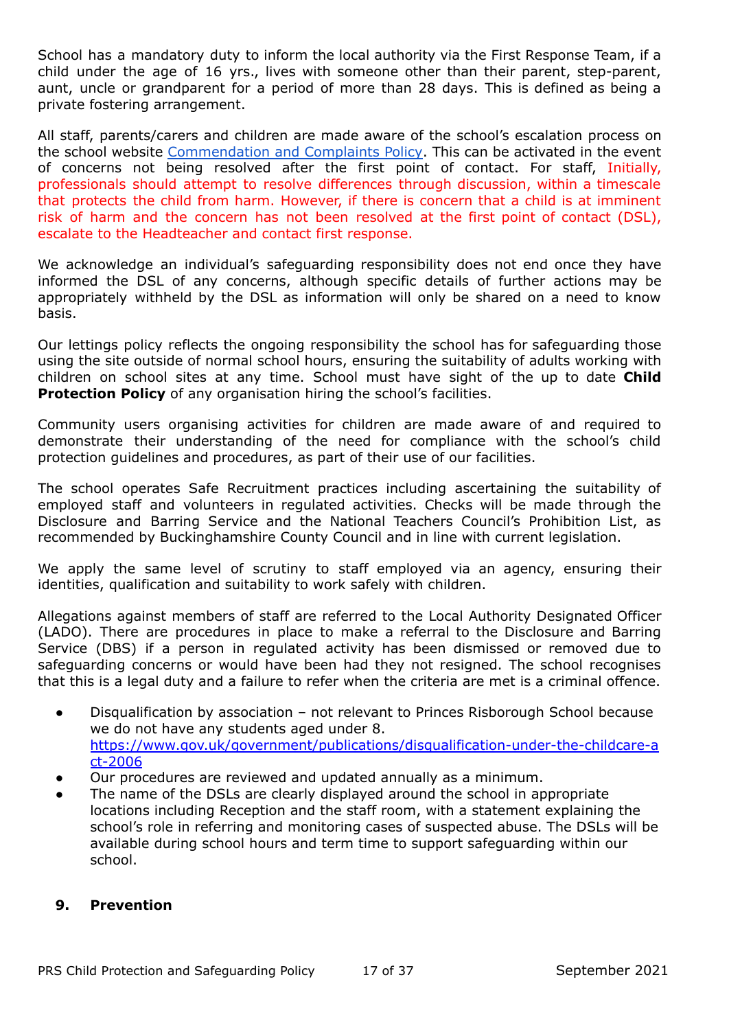School has a mandatory duty to inform the local authority via the First Response Team, if a child under the age of 16 yrs., lives with someone other than their parent, step-parent, aunt, uncle or grandparent for a period of more than 28 days. This is defined as being a private fostering arrangement.

All staff, parents/carers and children are made aware of the school's escalation process on the school website [Commendation and Complaints Policy](). This can be activated in the event of concerns not being resolved after the first point of contact. For staff, Initially, professionals should attempt to resolve differences through discussion, within a timescale that protects the child from harm. However, if there is concern that a child is at imminent risk of harm and the concern has not been resolved at the first point of contact (DSL), escalate to the Headteacher and contact first response.

We acknowledge an individual's safeguarding responsibility does not end once they have informed the DSL of any concerns, although specific details of further actions may be appropriately withheld by the DSL as information will only be shared on a need to know basis.

Our lettings policy reflects the ongoing responsibility the school has for safeguarding those using the site outside of normal school hours, ensuring the suitability of adults working with children on school sites at any time. School must have sight of the up to date **Child Protection Policy** of any organisation hiring the school's facilities.

Community users organising activities for children are made aware of and required to demonstrate their understanding of the need for compliance with the school's child protection guidelines and procedures, as part of their use of our facilities.

The school operates Safe Recruitment practices including ascertaining the suitability of employed staff and volunteers in regulated activities. Checks will be made through the Disclosure and Barring Service and the National Teachers Council's Prohibition List, as recommended by Buckinghamshire County Council and in line with current legislation.

We apply the same level of scrutiny to staff employed via an agency, ensuring their identities, qualification and suitability to work safely with children.

Allegations against members of staff are referred to the Local Authority Designated Officer (LADO). There are procedures in place to make a referral to the Disclosure and Barring Service (DBS) if a person in regulated activity has been dismissed or removed due to safeguarding concerns or would have been had they not resigned. The school recognises that this is a legal duty and a failure to refer when the criteria are met is a criminal offence.

- Disqualification by association – not relevant to Princes Risborough School because we do not have any students aged under 8. https://www.gov.uk/government/publications/disqualification-under-the-childcare-act-2006
- Our procedures are reviewed and updated annually as a minimum.
- The name of the DSLs are clearly displayed around the school in appropriate locations including Reception and the staff room, with a statement explaining the school's role in referring and monitoring cases of suspected abuse. The DSLs will be available during school hours and term time to support safeguarding within our school.

## 9. Prevention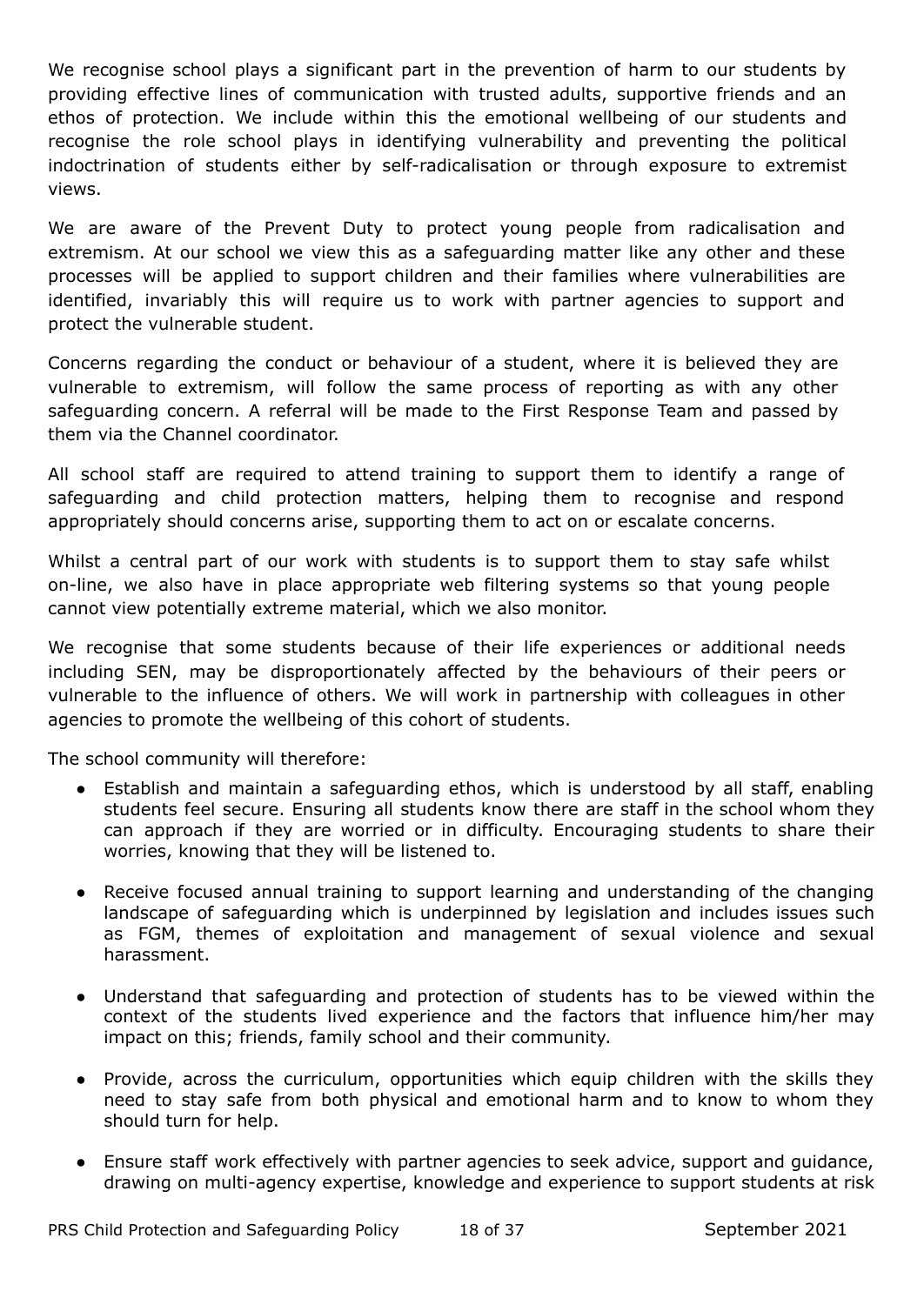We recognise school plays a significant part in the prevention of harm to our students by providing effective lines of communication with trusted adults, supportive friends and an ethos of protection. We include within this the emotional wellbeing of our students and recognise the role school plays in identifying vulnerability and preventing the political indoctrination of students either by self-radicalisation or through exposure to extremist views.

We are aware of the Prevent Duty to protect young people from radicalisation and extremism. At our school we view this as a safeguarding matter like any other and these processes will be applied to support children and their families where vulnerabilities are identified, invariably this will require us to work with partner agencies to support and protect the vulnerable student.

Concerns regarding the conduct or behaviour of a student, where it is believed they are vulnerable to extremism, will follow the same process of reporting as with any other safeguarding concern. A referral will be made to the First Response Team and passed by them via the Channel coordinator.

All school staff are required to attend training to support them to identify a range of safeguarding and child protection matters, helping them to recognise and respond appropriately should concerns arise, supporting them to act on or escalate concerns.

Whilst a central part of our work with students is to support them to stay safe whilst on-line, we also have in place appropriate web filtering systems so that young people cannot view potentially extreme material, which we also monitor.

We recognise that some students because of their life experiences or additional needs including SEN, may be disproportionately affected by the behaviours of their peers or vulnerable to the influence of others. We will work in partnership with colleagues in other agencies to promote the wellbeing of this cohort of students.

The school community will therefore:

- Establish and maintain a safeguarding ethos, which is understood by all staff, enabling students feel secure. Ensuring all students know there are staff in the school whom they can approach if they are worried or in difficulty. Encouraging students to share their worries, knowing that they will be listened to.
- Receive focused annual training to support learning and understanding of the changing landscape of safeguarding which is underpinned by legislation and includes issues such as FGM, themes of exploitation and management of sexual violence and sexual harassment.
- Understand that safeguarding and protection of students has to be viewed within the context of the students lived experience and the factors that influence him/her may impact on this; friends, family school and their community.
- Provide, across the curriculum, opportunities which equip children with the skills they need to stay safe from both physical and emotional harm and to know to whom they should turn for help.
- Ensure staff work effectively with partner agencies to seek advice, support and guidance, drawing on multi-agency expertise, knowledge and experience to support students at risk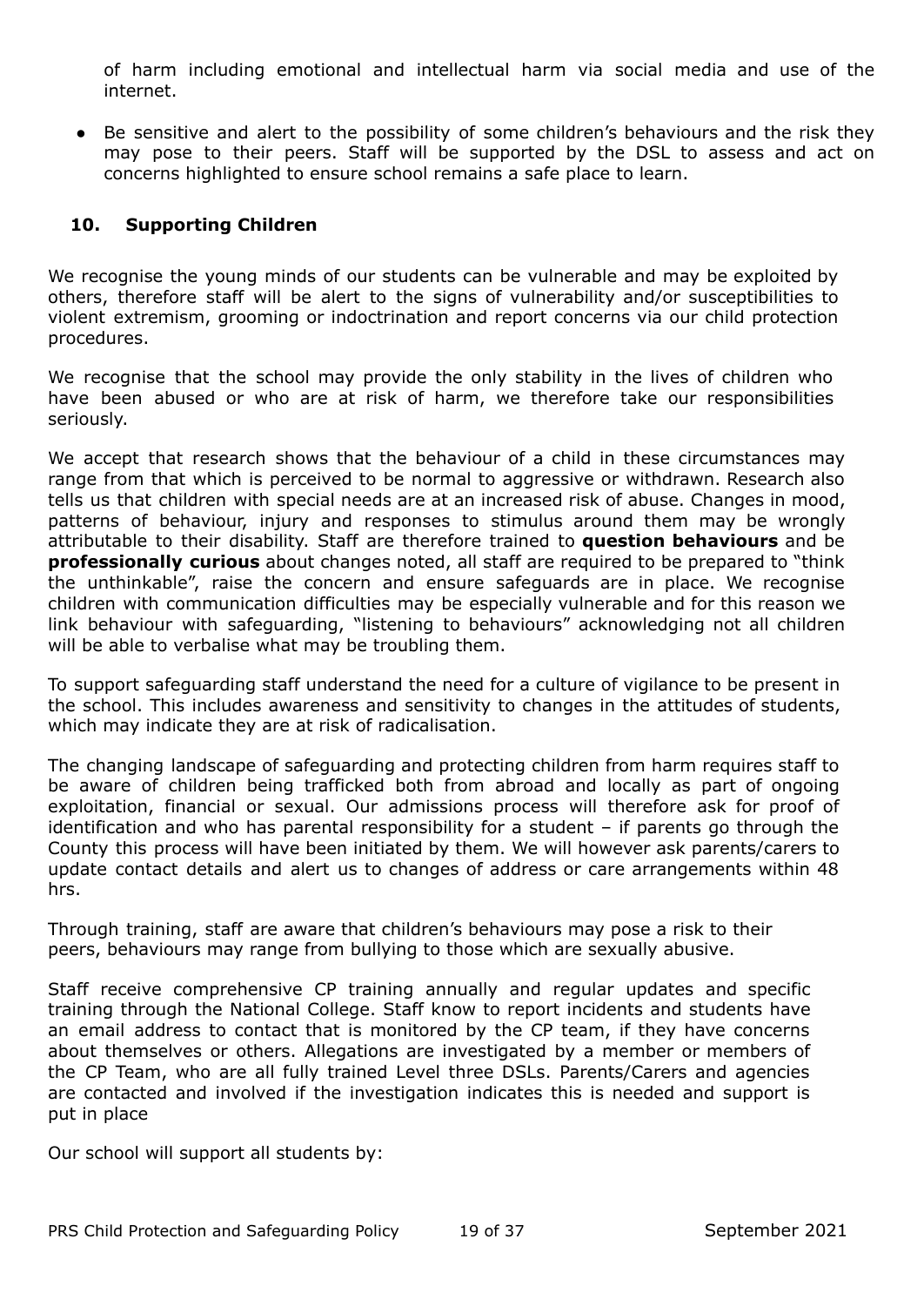of harm including emotional and intellectual harm via social media and use of the internet.

- Be sensitive and alert to the possibility of some children's behaviours and the risk they may pose to their peers. Staff will be supported by the DSL to assess and act on concerns highlighted to ensure school remains a safe place to learn.

## 10. Supporting Children

We recognise the young minds of our students can be vulnerable and may be exploited by others, therefore staff will be alert to the signs of vulnerability and/or susceptibilities to violent extremism, grooming or indoctrination and report concerns via our child protection procedures.

We recognise that the school may provide the only stability in the lives of children who have been abused or who are at risk of harm, we therefore take our responsibilities seriously.

We accept that research shows that the behaviour of a child in these circumstances may range from that which is perceived to be normal to aggressive or withdrawn. Research also tells us that children with special needs are at an increased risk of abuse. Changes in mood, patterns of behaviour, injury and responses to stimulus around them may be wrongly attributable to their disability. Staff are therefore trained to **question behaviours** and be **professionally curious** about changes noted, all staff are required to be prepared to "think the unthinkable", raise the concern and ensure safeguards are in place. We recognise children with communication difficulties may be especially vulnerable and for this reason we link behaviour with safeguarding, "listening to behaviours" acknowledging not all children will be able to verbalise what may be troubling them.

To support safeguarding staff understand the need for a culture of vigilance to be present in the school. This includes awareness and sensitivity to changes in the attitudes of students, which may indicate they are at risk of radicalisation.

The changing landscape of safeguarding and protecting children from harm requires staff to be aware of children being trafficked both from abroad and locally as part of ongoing exploitation, financial or sexual. Our admissions process will therefore ask for proof of identification and who has parental responsibility for a student – if parents go through the County this process will have been initiated by them. We will however ask parents/carers to update contact details and alert us to changes of address or care arrangements within 48 hrs.

Through training, staff are aware that children's behaviours may pose a risk to their peers, behaviours may range from bullying to those which are sexually abusive.

Staff receive comprehensive CP training annually and regular updates and specific training through the National College. Staff know to report incidents and students have an email address to contact that is monitored by the CP team, if they have concerns about themselves or others. Allegations are investigated by a member or members of the CP Team, who are all fully trained Level three DSLs. Parents/Carers and agencies are contacted and involved if the investigation indicates this is needed and support is put in place

Our school will support all students by: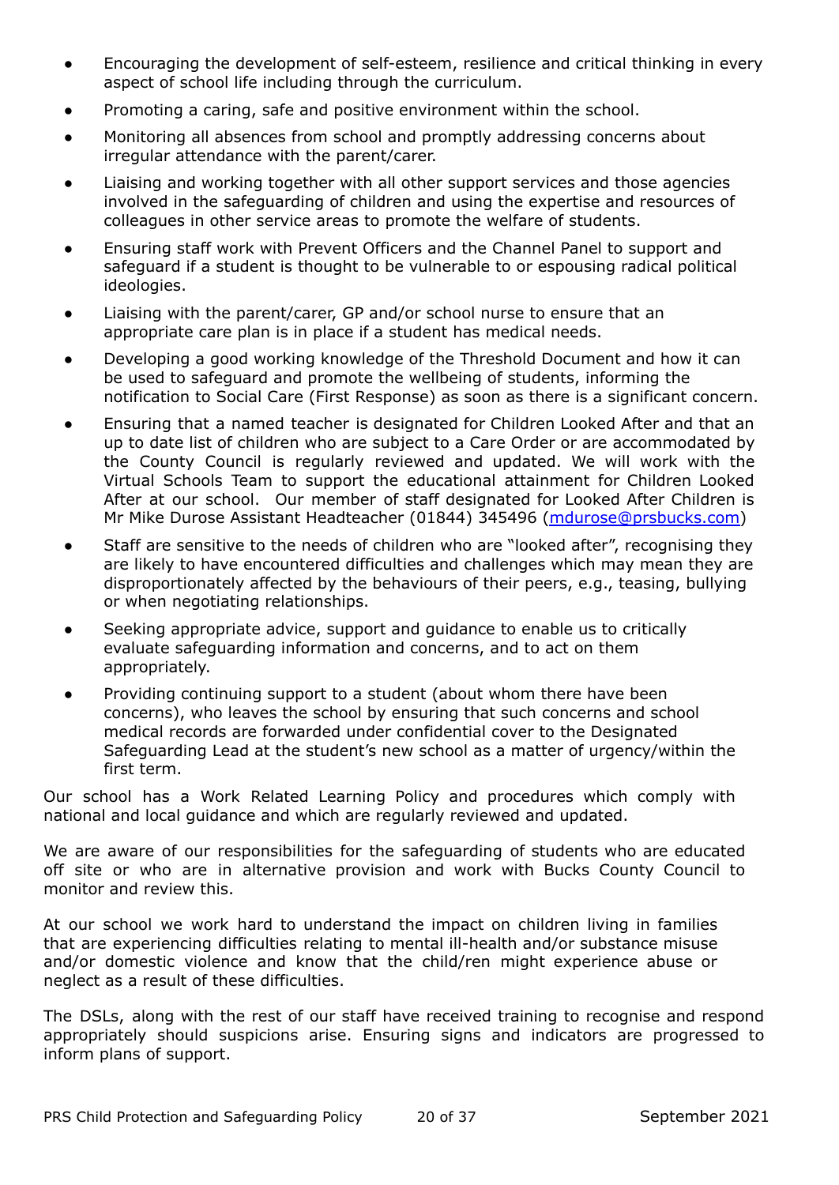- Encouraging the development of self-esteem, resilience and critical thinking in every aspect of school life including through the curriculum.
- Promoting a caring, safe and positive environment within the school.
- Monitoring all absences from school and promptly addressing concerns about irregular attendance with the parent/carer.
- Liaising and working together with all other support services and those agencies involved in the safeguarding of children and using the expertise and resources of colleagues in other service areas to promote the welfare of students.
- Ensuring staff work with Prevent Officers and the Channel Panel to support and safeguard if a student is thought to be vulnerable to or espousing radical political ideologies.
- Liaising with the parent/carer, GP and/or school nurse to ensure that an appropriate care plan is in place if a student has medical needs.
- Developing a good working knowledge of the Threshold Document and how it can be used to safeguard and promote the wellbeing of students, informing the notification to Social Care (First Response) as soon as there is a significant concern.
- Ensuring that a named teacher is designated for Children Looked After and that an up to date list of children who are subject to a Care Order or are accommodated by the County Council is regularly reviewed and updated. We will work with the Virtual Schools Team to support the educational attainment for Children Looked After at our school. Our member of staff designated for Looked After Children is Mr Mike Durose Assistant Headteacher (01844) 345496 ([mdurose@prsbucks.com](mailto:mdurose@prsbucks.com))
- Staff are sensitive to the needs of children who are "looked after", recognising they are likely to have encountered difficulties and challenges which may mean they are disproportionately affected by the behaviours of their peers, e.g., teasing, bullying or when negotiating relationships.
- Seeking appropriate advice, support and guidance to enable us to critically evaluate safeguarding information and concerns, and to act on them appropriately.
- Providing continuing support to a student (about whom there have been concerns), who leaves the school by ensuring that such concerns and school medical records are forwarded under confidential cover to the Designated Safeguarding Lead at the student's new school as a matter of urgency/within the first term.

Our school has a Work Related Learning Policy and procedures which comply with national and local guidance and which are regularly reviewed and updated.

We are aware of our responsibilities for the safeguarding of students who are educated off site or who are in alternative provision and work with Bucks County Council to monitor and review this.

At our school we work hard to understand the impact on children living in families that are experiencing difficulties relating to mental ill-health and/or substance misuse and/or domestic violence and know that the child/ren might experience abuse or neglect as a result of these difficulties.

The DSLs, along with the rest of our staff have received training to recognise and respond appropriately should suspicions arise. Ensuring signs and indicators are progressed to inform plans of support.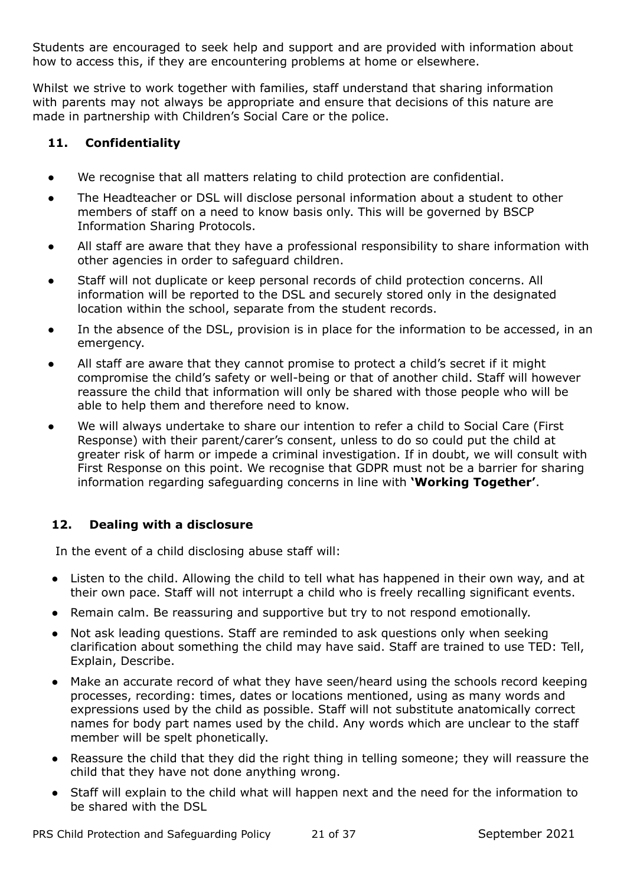Students are encouraged to seek help and support and are provided with information about how to access this, if they are encountering problems at home or elsewhere.

Whilst we strive to work together with families, staff understand that sharing information with parents may not always be appropriate and ensure that decisions of this nature are made in partnership with Children's Social Care or the police.

## 11. Confidentiality

- We recognise that all matters relating to child protection are confidential.
- The Headteacher or DSL will disclose personal information about a student to other members of staff on a need to know basis only. This will be governed by BSCP Information Sharing Protocols.
- All staff are aware that they have a professional responsibility to share information with other agencies in order to safeguard children.
- Staff will not duplicate or keep personal records of child protection concerns. All information will be reported to the DSL and securely stored only in the designated location within the school, separate from the student records.
- In the absence of the DSL, provision is in place for the information to be accessed, in an emergency.
- All staff are aware that they cannot promise to protect a child's secret if it might compromise the child's safety or well-being or that of another child. Staff will however reassure the child that information will only be shared with those people who will be able to help them and therefore need to know.
- We will always undertake to share our intention to refer a child to Social Care (First Response) with their parent/carer's consent, unless to do so could put the child at greater risk of harm or impede a criminal investigation. If in doubt, we will consult with First Response on this point. We recognise that GDPR must not be a barrier for sharing information regarding safeguarding concerns in line with **'Working Together'**.

## 12. Dealing with a disclosure

In the event of a child disclosing abuse staff will:

- Listen to the child. Allowing the child to tell what has happened in their own way, and at their own pace. Staff will not interrupt a child who is freely recalling significant events.
- Remain calm. Be reassuring and supportive but try to not respond emotionally.
- Not ask leading questions. Staff are reminded to ask questions only when seeking clarification about something the child may have said. Staff are trained to use TED: Tell, Explain, Describe.
- Make an accurate record of what they have seen/heard using the schools record keeping processes, recording: times, dates or locations mentioned, using as many words and expressions used by the child as possible. Staff will not substitute anatomically correct names for body part names used by the child. Any words which are unclear to the staff member will be spelt phonetically.
- Reassure the child that they did the right thing in telling someone; they will reassure the child that they have not done anything wrong.
- Staff will explain to the child what will happen next and the need for the information to be shared with the DSL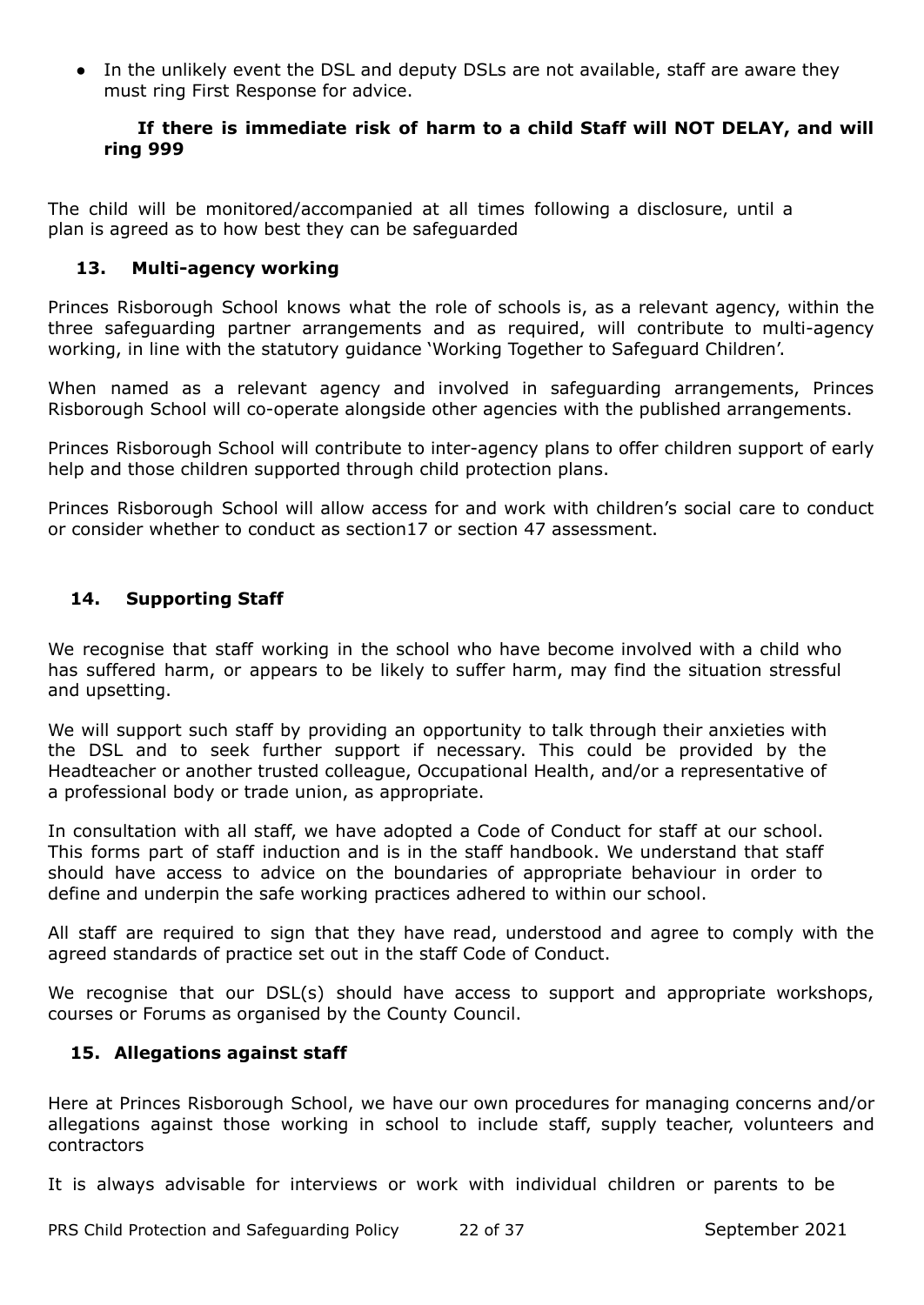- In the unlikely event the DSL and deputy DSLs are not available, staff are aware they must ring First Response for advice.

**If there is immediate risk of harm to a child Staff will NOT DELAY, and will ring 999**

The child will be monitored/accompanied at all times following a disclosure, until a plan is agreed as to how best they can be safeguarded

## 13. Multi-agency working

Princes Risborough School knows what the role of schools is, as a relevant agency, within the three safeguarding partner arrangements and as required, will contribute to multi-agency working, in line with the statutory guidance 'Working Together to Safeguard Children'.

When named as a relevant agency and involved in safeguarding arrangements, Princes Risborough School will co-operate alongside other agencies with the published arrangements.

Princes Risborough School will contribute to inter-agency plans to offer children support of early help and those children supported through child protection plans.

Princes Risborough School will allow access for and work with children's social care to conduct or consider whether to conduct as section17 or section 47 assessment.

## 14. Supporting Staff

We recognise that staff working in the school who have become involved with a child who has suffered harm, or appears to be likely to suffer harm, may find the situation stressful and upsetting.

We will support such staff by providing an opportunity to talk through their anxieties with the DSL and to seek further support if necessary. This could be provided by the Headteacher or another trusted colleague, Occupational Health, and/or a representative of a professional body or trade union, as appropriate.

In consultation with all staff, we have adopted a Code of Conduct for staff at our school. This forms part of staff induction and is in the staff handbook. We understand that staff should have access to advice on the boundaries of appropriate behaviour in order to define and underpin the safe working practices adhered to within our school.

All staff are required to sign that they have read, understood and agree to comply with the agreed standards of practice set out in the staff Code of Conduct.

We recognise that our DSL(s) should have access to support and appropriate workshops, courses or Forums as organised by the County Council.

## 15. Allegations against staff

Here at Princes Risborough School, we have our own procedures for managing concerns and/or allegations against those working in school to include staff, supply teacher, volunteers and contractors

It is always advisable for interviews or work with individual children or parents to be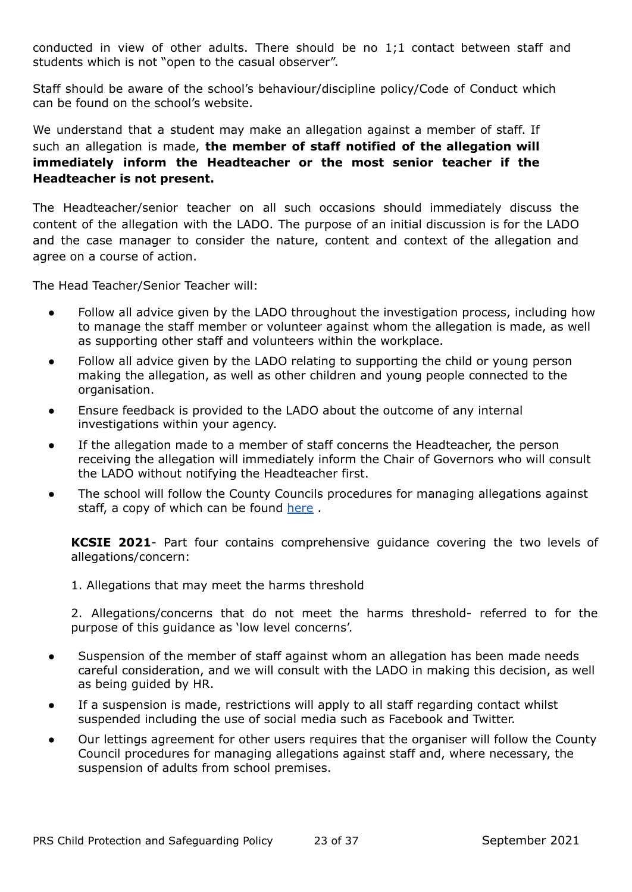conducted in view of other adults. There should be no 1;1 contact between staff and students which is not "open to the casual observer".

Staff should be aware of the school's behaviour/discipline policy/Code of Conduct which can be found on the school's website.

We understand that a student may make an allegation against a member of staff. If such an allegation is made, **the member of staff notified of the allegation will immediately inform the Headteacher or the most senior teacher if the Headteacher is not present.**

The Headteacher/senior teacher on all such occasions should immediately discuss the content of the allegation with the LADO. The purpose of an initial discussion is for the LADO and the case manager to consider the nature, content and context of the allegation and agree on a course of action.

The Head Teacher/Senior Teacher will:

- Follow all advice given by the LADO throughout the investigation process, including how to manage the staff member or volunteer against whom the allegation is made, as well as supporting other staff and volunteers within the workplace.
- Follow all advice given by the LADO relating to supporting the child or young person making the allegation, as well as other children and young people connected to the organisation.
- Ensure feedback is provided to the LADO about the outcome of any internal investigations within your agency.
- If the allegation made to a member of staff concerns the Headteacher, the person receiving the allegation will immediately inform the Chair of Governors who will consult the LADO without notifying the Headteacher first.
- The school will follow the County Councils procedures for managing allegations against staff, a copy of which can be found here .

**KCSIE 2021**- Part four contains comprehensive guidance covering the two levels of allegations/concern:

1. Allegations that may meet the harms threshold

2. Allegations/concerns that do not meet the harms threshold- referred to for the purpose of this guidance as 'low level concerns'.

- Suspension of the member of staff against whom an allegation has been made needs careful consideration, and we will consult with the LADO in making this decision, as well as being guided by HR.
- If a suspension is made, restrictions will apply to all staff regarding contact whilst suspended including the use of social media such as Facebook and Twitter.
- Our lettings agreement for other users requires that the organiser will follow the County Council procedures for managing allegations against staff and, where necessary, the suspension of adults from school premises.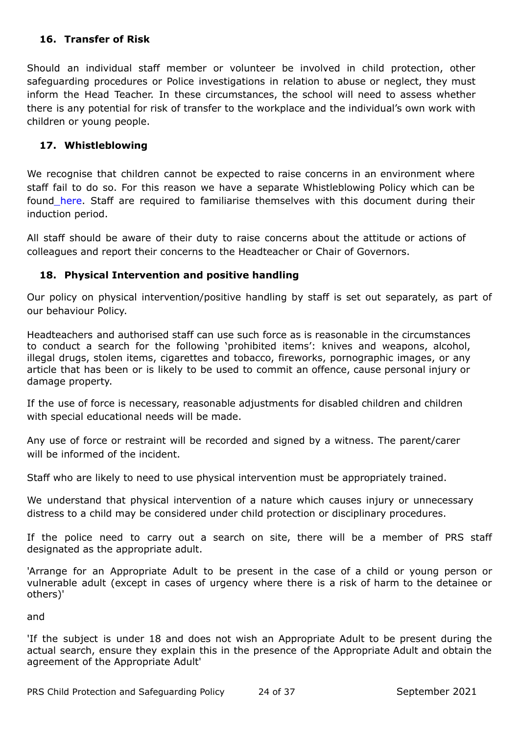## 16. Transfer of Risk

Should an individual staff member or volunteer be involved in child protection, other safeguarding procedures or Police investigations in relation to abuse or neglect, they must inform the Head Teacher. In these circumstances, the school will need to assess whether there is any potential for risk of transfer to the workplace and the individual's own work with children or young people.

## 17. Whistleblowing

We recognise that children cannot be expected to raise concerns in an environment where staff fail to do so. For this reason we have a separate Whistleblowing Policy which can be found here. Staff are required to familiarise themselves with this document during their induction period.

All staff should be aware of their duty to raise concerns about the attitude or actions of colleagues and report their concerns to the Headteacher or Chair of Governors.

## 18. Physical Intervention and positive handling

Our policy on physical intervention/positive handling by staff is set out separately, as part of our behaviour Policy.

Headteachers and authorised staff can use such force as is reasonable in the circumstances to conduct a search for the following 'prohibited items': knives and weapons, alcohol, illegal drugs, stolen items, cigarettes and tobacco, fireworks, pornographic images, or any article that has been or is likely to be used to commit an offence, cause personal injury or damage property.

If the use of force is necessary, reasonable adjustments for disabled children and children with special educational needs will be made.

Any use of force or restraint will be recorded and signed by a witness. The parent/carer will be informed of the incident.

Staff who are likely to need to use physical intervention must be appropriately trained.

We understand that physical intervention of a nature which causes injury or unnecessary distress to a child may be considered under child protection or disciplinary procedures.

If the police need to carry out a search on site, there will be a member of PRS staff designated as the appropriate adult.

'Arrange for an Appropriate Adult to be present in the case of a child or young person or vulnerable adult (except in cases of urgency where there is a risk of harm to the detainee or others)'

and

'If the subject is under 18 and does not wish an Appropriate Adult to be present during the actual search, ensure they explain this in the presence of the Appropriate Adult and obtain the agreement of the Appropriate Adult'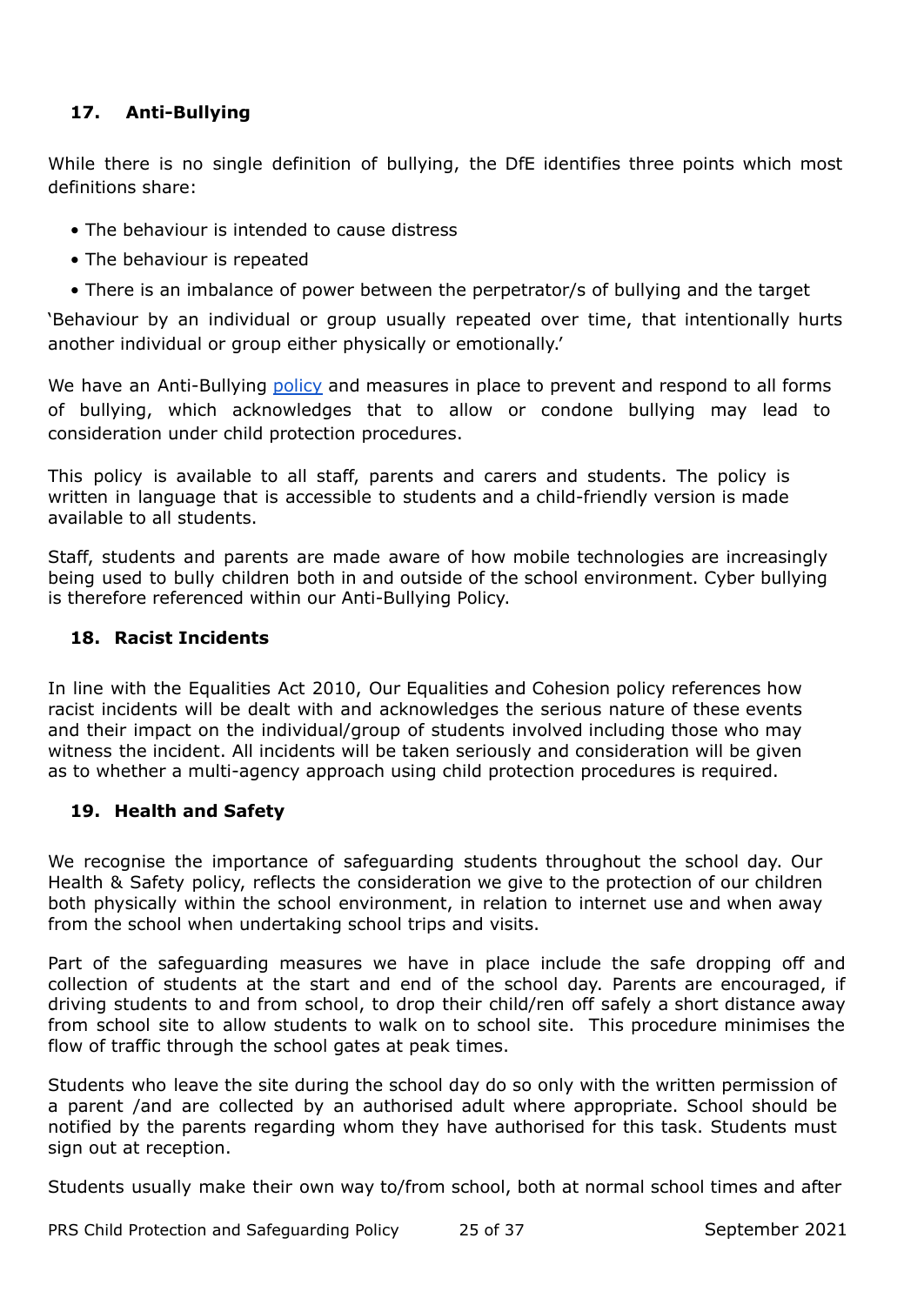## 17. Anti-Bullying

While there is no single definition of bullying, the DfE identifies three points which most definitions share:

- The behaviour is intended to cause distress
- The behaviour is repeated
- There is an imbalance of power between the perpetrator/s of bullying and the target

'Behaviour by an individual or group usually repeated over time, that intentionally hurts another individual or group either physically or emotionally.'

We have an Anti-Bullying policy and measures in place to prevent and respond to all forms of bullying, which acknowledges that to allow or condone bullying may lead to consideration under child protection procedures.

This policy is available to all staff, parents and carers and students. The policy is written in language that is accessible to students and a child-friendly version is made available to all students.

Staff, students and parents are made aware of how mobile technologies are increasingly being used to bully children both in and outside of the school environment. Cyber bullying is therefore referenced within our Anti-Bullying Policy.

## 18. Racist Incidents

In line with the Equalities Act 2010, Our Equalities and Cohesion policy references how racist incidents will be dealt with and acknowledges the serious nature of these events and their impact on the individual/group of students involved including those who may witness the incident. All incidents will be taken seriously and consideration will be given as to whether a multi-agency approach using child protection procedures is required.

## 19. Health and Safety

We recognise the importance of safeguarding students throughout the school day. Our Health & Safety policy, reflects the consideration we give to the protection of our children both physically within the school environment, in relation to internet use and when away from the school when undertaking school trips and visits.

Part of the safeguarding measures we have in place include the safe dropping off and collection of students at the start and end of the school day. Parents are encouraged, if driving students to and from school, to drop their child/ren off safely a short distance away from school site to allow students to walk on to school site. This procedure minimises the flow of traffic through the school gates at peak times.

Students who leave the site during the school day do so only with the written permission of a parent /and are collected by an authorised adult where appropriate. School should be notified by the parents regarding whom they have authorised for this task. Students must sign out at reception.

Students usually make their own way to/from school, both at normal school times and after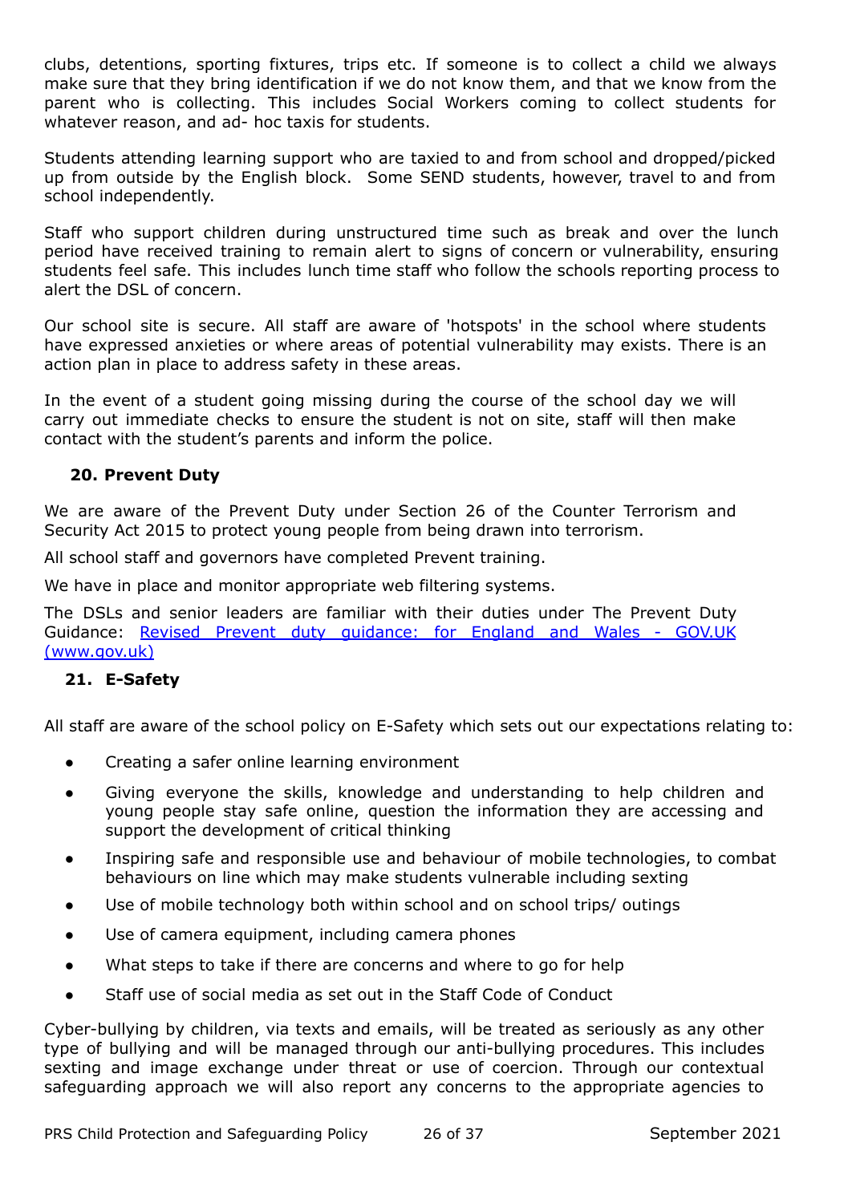clubs, detentions, sporting fixtures, trips etc. If someone is to collect a child we always make sure that they bring identification if we do not know them, and that we know from the parent who is collecting. This includes Social Workers coming to collect students for whatever reason, and ad- hoc taxis for students.

Students attending learning support who are taxied to and from school and dropped/picked up from outside by the English block. Some SEND students, however, travel to and from school independently.

Staff who support children during unstructured time such as break and over the lunch period have received training to remain alert to signs of concern or vulnerability, ensuring students feel safe. This includes lunch time staff who follow the schools reporting process to alert the DSL of concern.

Our school site is secure. All staff are aware of 'hotspots' in the school where students have expressed anxieties or where areas of potential vulnerability may exists. There is an action plan in place to address safety in these areas.

In the event of a student going missing during the course of the school day we will carry out immediate checks to ensure the student is not on site, staff will then make contact with the student's parents and inform the police.

### 20. Prevent Duty

We are aware of the Prevent Duty under Section 26 of the Counter Terrorism and Security Act 2015 to protect young people from being drawn into terrorism.

All school staff and governors have completed Prevent training.

We have in place and monitor appropriate web filtering systems.

The DSLs and senior leaders are familiar with their duties under The Prevent Duty Guidance: [Revised Prevent duty guidance: for England and Wales - GOV.UK (www.gov.uk)](https://www.gov.uk)

### 21. E-Safety

All staff are aware of the school policy on E-Safety which sets out our expectations relating to:

- Creating a safer online learning environment
- Giving everyone the skills, knowledge and understanding to help children and young people stay safe online, question the information they are accessing and support the development of critical thinking
- Inspiring safe and responsible use and behaviour of mobile technologies, to combat behaviours on line which may make students vulnerable including sexting
- Use of mobile technology both within school and on school trips/ outings
- Use of camera equipment, including camera phones
- What steps to take if there are concerns and where to go for help
- Staff use of social media as set out in the Staff Code of Conduct

Cyber-bullying by children, via texts and emails, will be treated as seriously as any other type of bullying and will be managed through our anti-bullying procedures. This includes sexting and image exchange under threat or use of coercion. Through our contextual safeguarding approach we will also report any concerns to the appropriate agencies to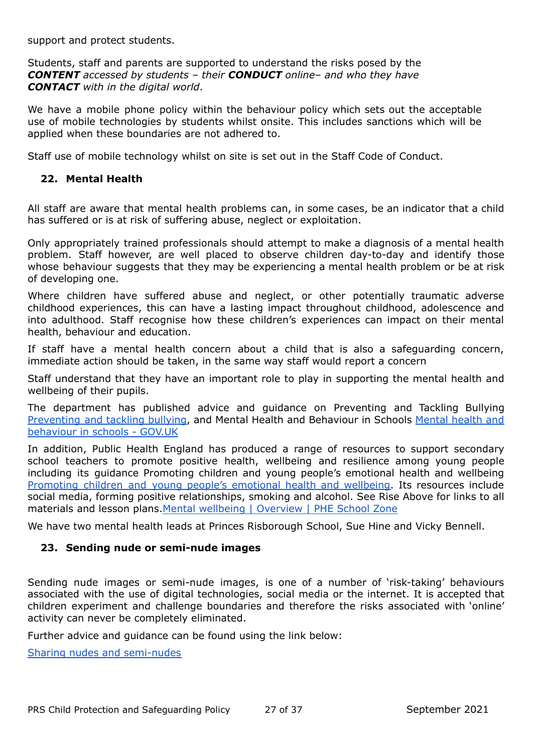support and protect students.

Students, staff and parents are supported to understand the risks posed by the ***CONTENT*** *accessed by students – their* ***CONDUCT*** *online– and who they have* ***CONTACT*** *with in the digital world*.

We have a mobile phone policy within the behaviour policy which sets out the acceptable use of mobile technologies by students whilst onsite. This includes sanctions which will be applied when these boundaries are not adhered to.

Staff use of mobile technology whilst on site is set out in the Staff Code of Conduct.

## 22. Mental Health

All staff are aware that mental health problems can, in some cases, be an indicator that a child has suffered or is at risk of suffering abuse, neglect or exploitation.

Only appropriately trained professionals should attempt to make a diagnosis of a mental health problem. Staff however, are well placed to observe children day-to-day and identify those whose behaviour suggests that they may be experiencing a mental health problem or be at risk of developing one.

Where children have suffered abuse and neglect, or other potentially traumatic adverse childhood experiences, this can have a lasting impact throughout childhood, adolescence and into adulthood. Staff recognise how these children's experiences can impact on their mental health, behaviour and education.

If staff have a mental health concern about a child that is also a safeguarding concern, immediate action should be taken, in the same way staff would report a concern

Staff understand that they have an important role to play in supporting the mental health and wellbeing of their pupils.

The department has published advice and guidance on Preventing and Tackling Bullying [Preventing and tackling bullying](), and Mental Health and Behaviour in Schools [Mental health and behaviour in schools - GOV.UK]()

In addition, Public Health England has produced a range of resources to support secondary school teachers to promote positive health, wellbeing and resilience among young people including its guidance Promoting children and young people's emotional health and wellbeing [Promoting children and young people's emotional health and wellbeing](). Its resources include social media, forming positive relationships, smoking and alcohol. See Rise Above for links to all materials and lesson plans.[Mental wellbeing | Overview | PHE School Zone]()

We have two mental health leads at Princes Risborough School, Sue Hine and Vicky Bennell.

## 23. Sending nude or semi-nude images

Sending nude images or semi-nude images, is one of a number of 'risk-taking' behaviours associated with the use of digital technologies, social media or the internet. It is accepted that children experiment and challenge boundaries and therefore the risks associated with 'online' activity can never be completely eliminated.

Further advice and guidance can be found using the link below:

[Sharing nudes and semi-nudes]()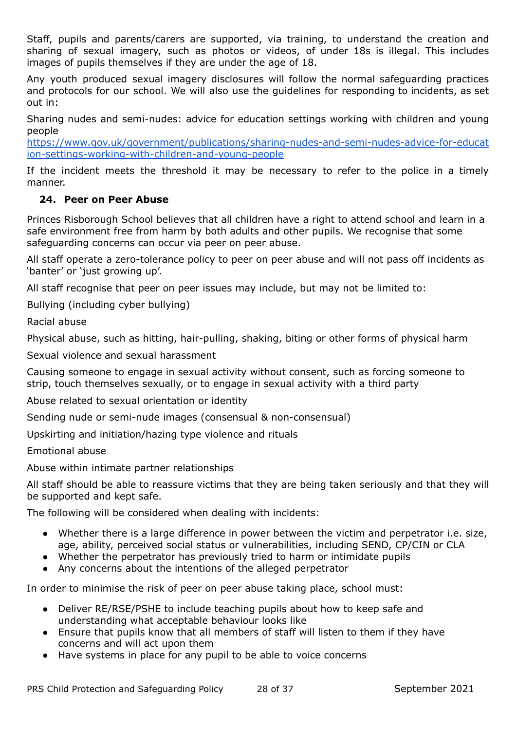Staff, pupils and parents/carers are supported, via training, to understand the creation and sharing of sexual imagery, such as photos or videos, of under 18s is illegal. This includes images of pupils themselves if they are under the age of 18.

Any youth produced sexual imagery disclosures will follow the normal safeguarding practices and protocols for our school. We will also use the guidelines for responding to incidents, as set out in:

Sharing nudes and semi-nudes: advice for education settings working with children and young people
https://www.gov.uk/government/publications/sharing-nudes-and-semi-nudes-advice-for-education-settings-working-with-children-and-young-people

If the incident meets the threshold it may be necessary to refer to the police in a timely manner.

## 24. Peer on Peer Abuse

Princes Risborough School believes that all children have a right to attend school and learn in a safe environment free from harm by both adults and other pupils. We recognise that some safeguarding concerns can occur via peer on peer abuse.

All staff operate a zero-tolerance policy to peer on peer abuse and will not pass off incidents as 'banter' or 'just growing up'.

All staff recognise that peer on peer issues may include, but may not be limited to:

Bullying (including cyber bullying)

Racial abuse

Physical abuse, such as hitting, hair-pulling, shaking, biting or other forms of physical harm

Sexual violence and sexual harassment

Causing someone to engage in sexual activity without consent, such as forcing someone to strip, touch themselves sexually, or to engage in sexual activity with a third party

Abuse related to sexual orientation or identity

Sending nude or semi-nude images (consensual & non-consensual)

Upskirting and initiation/hazing type violence and rituals

Emotional abuse

Abuse within intimate partner relationships

All staff should be able to reassure victims that they are being taken seriously and that they will be supported and kept safe.

The following will be considered when dealing with incidents:

- Whether there is a large difference in power between the victim and perpetrator i.e. size, age, ability, perceived social status or vulnerabilities, including SEND, CP/CIN or CLA
- Whether the perpetrator has previously tried to harm or intimidate pupils
- Any concerns about the intentions of the alleged perpetrator

In order to minimise the risk of peer on peer abuse taking place, school must:

- Deliver RE/RSE/PSHE to include teaching pupils about how to keep safe and understanding what acceptable behaviour looks like
- Ensure that pupils know that all members of staff will listen to them if they have concerns and will act upon them
- Have systems in place for any pupil to be able to voice concerns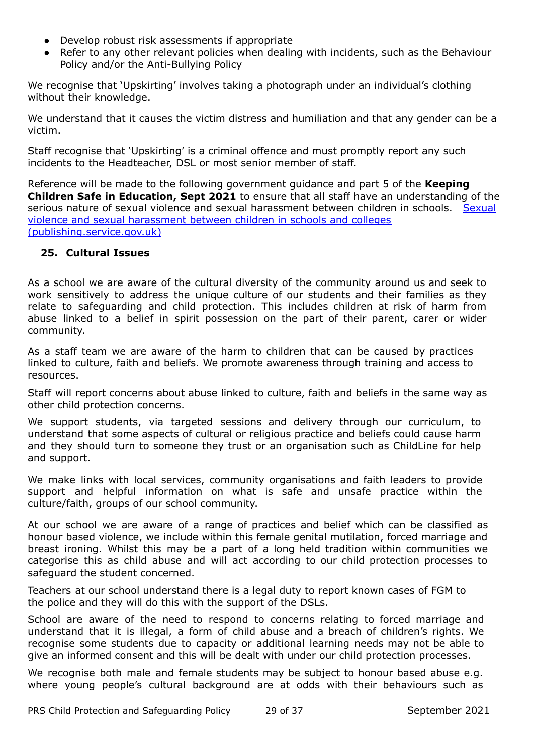- Develop robust risk assessments if appropriate
- Refer to any other relevant policies when dealing with incidents, such as the Behaviour Policy and/or the Anti-Bullying Policy

We recognise that 'Upskirting' involves taking a photograph under an individual's clothing without their knowledge.

We understand that it causes the victim distress and humiliation and that any gender can be a victim.

Staff recognise that 'Upskirting' is a criminal offence and must promptly report any such incidents to the Headteacher, DSL or most senior member of staff.

Reference will be made to the following government guidance and part 5 of the **Keeping Children Safe in Education, Sept 2021** to ensure that all staff have an understanding of the serious nature of sexual violence and sexual harassment between children in schools. Sexual violence and sexual harassment between children in schools and colleges (publishing.service.gov.uk)

## 25. Cultural Issues

As a school we are aware of the cultural diversity of the community around us and seek to work sensitively to address the unique culture of our students and their families as they relate to safeguarding and child protection. This includes children at risk of harm from abuse linked to a belief in spirit possession on the part of their parent, carer or wider community.

As a staff team we are aware of the harm to children that can be caused by practices linked to culture, faith and beliefs. We promote awareness through training and access to resources.

Staff will report concerns about abuse linked to culture, faith and beliefs in the same way as other child protection concerns.

We support students, via targeted sessions and delivery through our curriculum, to understand that some aspects of cultural or religious practice and beliefs could cause harm and they should turn to someone they trust or an organisation such as ChildLine for help and support.

We make links with local services, community organisations and faith leaders to provide support and helpful information on what is safe and unsafe practice within the culture/faith, groups of our school community.

At our school we are aware of a range of practices and belief which can be classified as honour based violence, we include within this female genital mutilation, forced marriage and breast ironing. Whilst this may be a part of a long held tradition within communities we categorise this as child abuse and will act according to our child protection processes to safeguard the student concerned.

Teachers at our school understand there is a legal duty to report known cases of FGM to the police and they will do this with the support of the DSLs.

School are aware of the need to respond to concerns relating to forced marriage and understand that it is illegal, a form of child abuse and a breach of children's rights. We recognise some students due to capacity or additional learning needs may not be able to give an informed consent and this will be dealt with under our child protection processes.

We recognise both male and female students may be subject to honour based abuse e.g. where young people's cultural background are at odds with their behaviours such as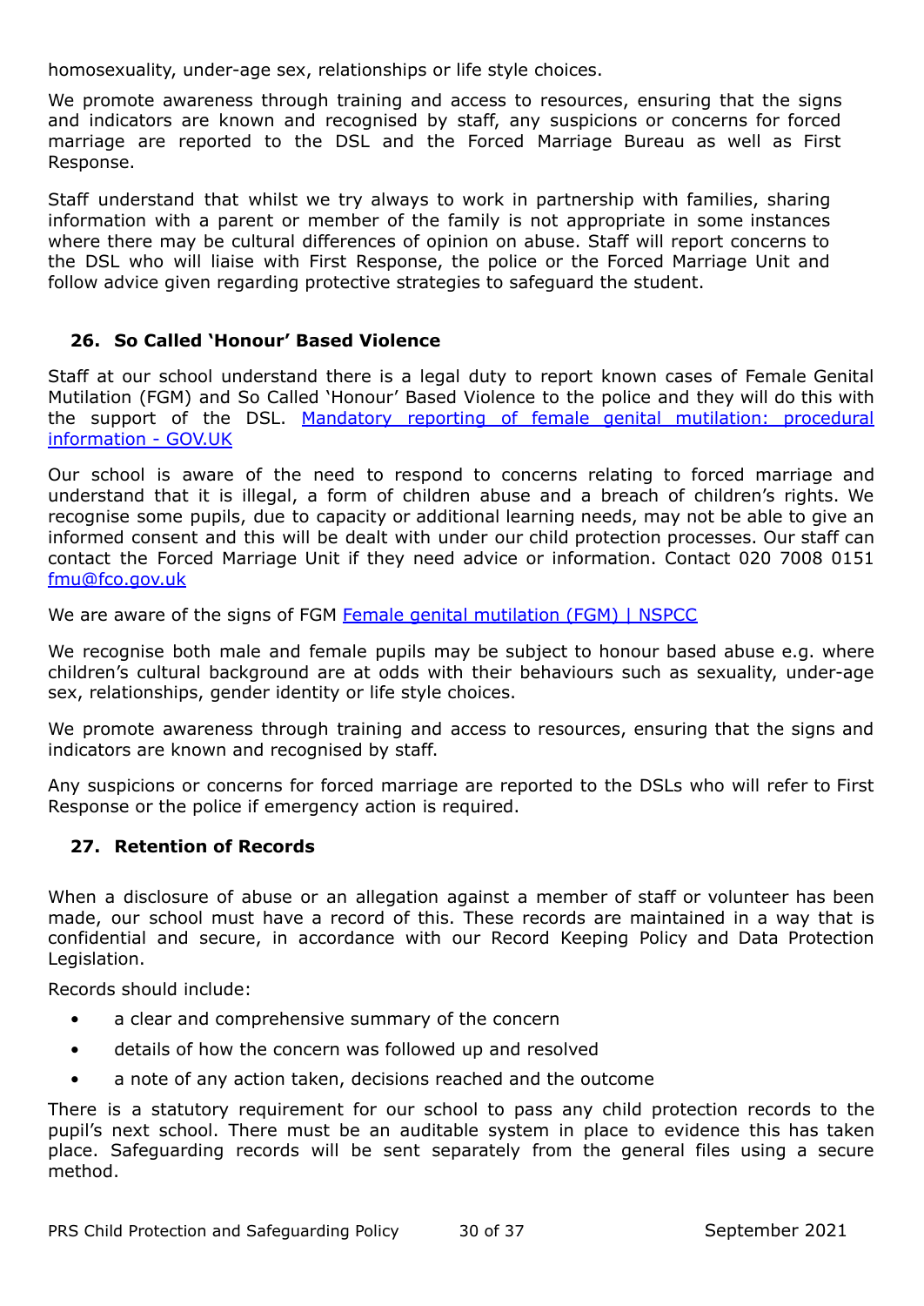homosexuality, under-age sex, relationships or life style choices.

We promote awareness through training and access to resources, ensuring that the signs and indicators are known and recognised by staff, any suspicions or concerns for forced marriage are reported to the DSL and the Forced Marriage Bureau as well as First Response.

Staff understand that whilst we try always to work in partnership with families, sharing information with a parent or member of the family is not appropriate in some instances where there may be cultural differences of opinion on abuse. Staff will report concerns to the DSL who will liaise with First Response, the police or the Forced Marriage Unit and follow advice given regarding protective strategies to safeguard the student.

## 26. So Called 'Honour' Based Violence

Staff at our school understand there is a legal duty to report known cases of Female Genital Mutilation (FGM) and So Called 'Honour' Based Violence to the police and they will do this with the support of the DSL. [Mandatory reporting of female genital mutilation: procedural information - GOV.UK]()

Our school is aware of the need to respond to concerns relating to forced marriage and understand that it is illegal, a form of children abuse and a breach of children's rights. We recognise some pupils, due to capacity or additional learning needs, may not be able to give an informed consent and this will be dealt with under our child protection processes. Our staff can contact the Forced Marriage Unit if they need advice or information. Contact 020 7008 0151 [fmu@fco.gov.uk](mailto:fmu@fco.gov.uk)

We are aware of the signs of FGM [Female genital mutilation (FGM) | NSPCC]()

We recognise both male and female pupils may be subject to honour based abuse e.g. where children's cultural background are at odds with their behaviours such as sexuality, under-age sex, relationships, gender identity or life style choices.

We promote awareness through training and access to resources, ensuring that the signs and indicators are known and recognised by staff.

Any suspicions or concerns for forced marriage are reported to the DSLs who will refer to First Response or the police if emergency action is required.

## 27. Retention of Records

When a disclosure of abuse or an allegation against a member of staff or volunteer has been made, our school must have a record of this. These records are maintained in a way that is confidential and secure, in accordance with our Record Keeping Policy and Data Protection Legislation.

Records should include:

- a clear and comprehensive summary of the concern
- details of how the concern was followed up and resolved
- a note of any action taken, decisions reached and the outcome

There is a statutory requirement for our school to pass any child protection records to the pupil's next school. There must be an auditable system in place to evidence this has taken place. Safeguarding records will be sent separately from the general files using a secure method.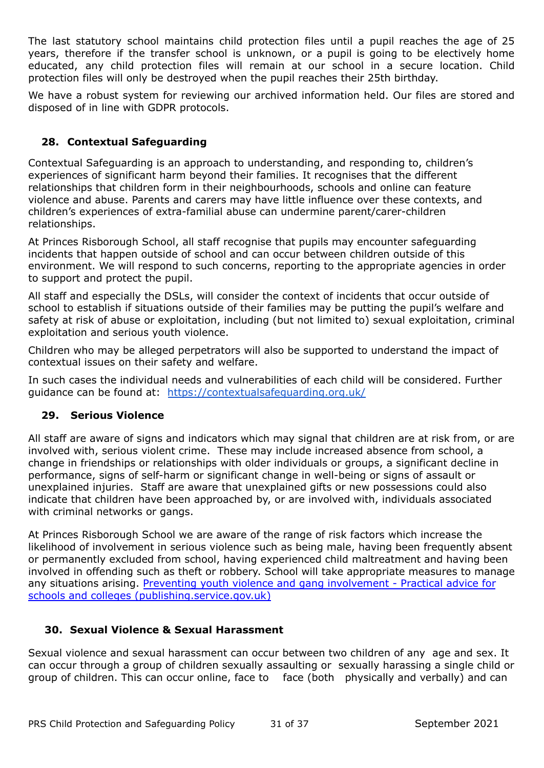The last statutory school maintains child protection files until a pupil reaches the age of 25 years, therefore if the transfer school is unknown, or a pupil is going to be electively home educated, any child protection files will remain at our school in a secure location. Child protection files will only be destroyed when the pupil reaches their 25th birthday.

We have a robust system for reviewing our archived information held. Our files are stored and disposed of in line with GDPR protocols.

## 28. Contextual Safeguarding

Contextual Safeguarding is an approach to understanding, and responding to, children's experiences of significant harm beyond their families. It recognises that the different relationships that children form in their neighbourhoods, schools and online can feature violence and abuse. Parents and carers may have little influence over these contexts, and children's experiences of extra-familial abuse can undermine parent/carer-children relationships.

At Princes Risborough School, all staff recognise that pupils may encounter safeguarding incidents that happen outside of school and can occur between children outside of this environment. We will respond to such concerns, reporting to the appropriate agencies in order to support and protect the pupil.

All staff and especially the DSLs, will consider the context of incidents that occur outside of school to establish if situations outside of their families may be putting the pupil's welfare and safety at risk of abuse or exploitation, including (but not limited to) sexual exploitation, criminal exploitation and serious youth violence.

Children who may be alleged perpetrators will also be supported to understand the impact of contextual issues on their safety and welfare.

In such cases the individual needs and vulnerabilities of each child will be considered. Further guidance can be found at: [https://contextualsafeguarding.org.uk/](https://contextualsafeguarding.org.uk/)

## 29. Serious Violence

All staff are aware of signs and indicators which may signal that children are at risk from, or are involved with, serious violent crime. These may include increased absence from school, a change in friendships or relationships with older individuals or groups, a significant decline in performance, signs of self-harm or significant change in well-being or signs of assault or unexplained injuries. Staff are aware that unexplained gifts or new possessions could also indicate that children have been approached by, or are involved with, individuals associated with criminal networks or gangs.

At Princes Risborough School we are aware of the range of risk factors which increase the likelihood of involvement in serious violence such as being male, having been frequently absent or permanently excluded from school, having experienced child maltreatment and having been involved in offending such as theft or robbery. School will take appropriate measures to manage any situations arising. [Preventing youth violence and gang involvement - Practical advice for schools and colleges (publishing.service.gov.uk)]()

## 30. Sexual Violence & Sexual Harassment

Sexual violence and sexual harassment can occur between two children of any age and sex. It can occur through a group of children sexually assaulting or sexually harassing a single child or group of children. This can occur online, face to face (both physically and verbally) and can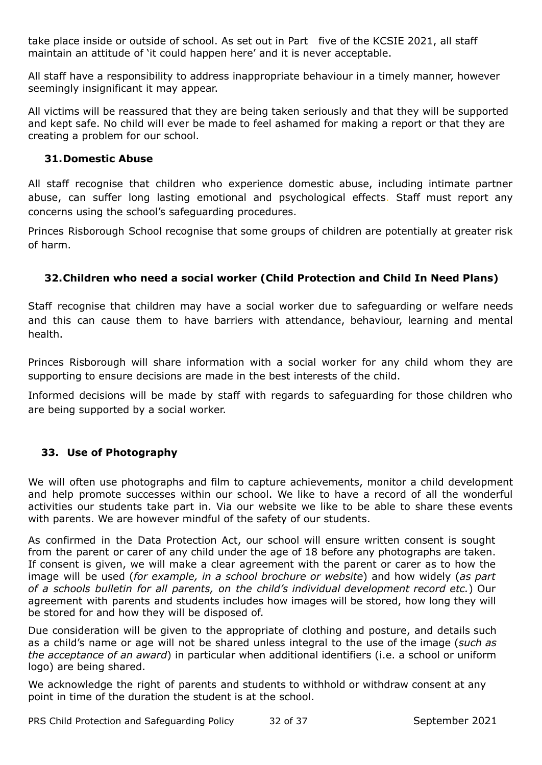take place inside or outside of school. As set out in Part five of the KCSIE 2021, all staff maintain an attitude of 'it could happen here' and it is never acceptable.

All staff have a responsibility to address inappropriate behaviour in a timely manner, however seemingly insignificant it may appear.

All victims will be reassured that they are being taken seriously and that they will be supported and kept safe. No child will ever be made to feel ashamed for making a report or that they are creating a problem for our school.

## 31. Domestic Abuse

All staff recognise that children who experience domestic abuse, including intimate partner abuse, can suffer long lasting emotional and psychological effects. Staff must report any concerns using the school's safeguarding procedures.

Princes Risborough School recognise that some groups of children are potentially at greater risk of harm.

## 32. Children who need a social worker (Child Protection and Child In Need Plans)

Staff recognise that children may have a social worker due to safeguarding or welfare needs and this can cause them to have barriers with attendance, behaviour, learning and mental health.

Princes Risborough will share information with a social worker for any child whom they are supporting to ensure decisions are made in the best interests of the child.

Informed decisions will be made by staff with regards to safeguarding for those children who are being supported by a social worker.

## 33. Use of Photography

We will often use photographs and film to capture achievements, monitor a child development and help promote successes within our school. We like to have a record of all the wonderful activities our students take part in. Via our website we like to be able to share these events with parents. We are however mindful of the safety of our students.

As confirmed in the Data Protection Act, our school will ensure written consent is sought from the parent or carer of any child under the age of 18 before any photographs are taken. If consent is given, we will make a clear agreement with the parent or carer as to how the image will be used (*for example, in a school brochure or website*) and how widely (*as part of a schools bulletin for all parents, on the child's individual development record etc.*) Our agreement with parents and students includes how images will be stored, how long they will be stored for and how they will be disposed of.

Due consideration will be given to the appropriate of clothing and posture, and details such as a child's name or age will not be shared unless integral to the use of the image (*such as the acceptance of an award*) in particular when additional identifiers (i.e. a school or uniform logo) are being shared.

We acknowledge the right of parents and students to withhold or withdraw consent at any point in time of the duration the student is at the school.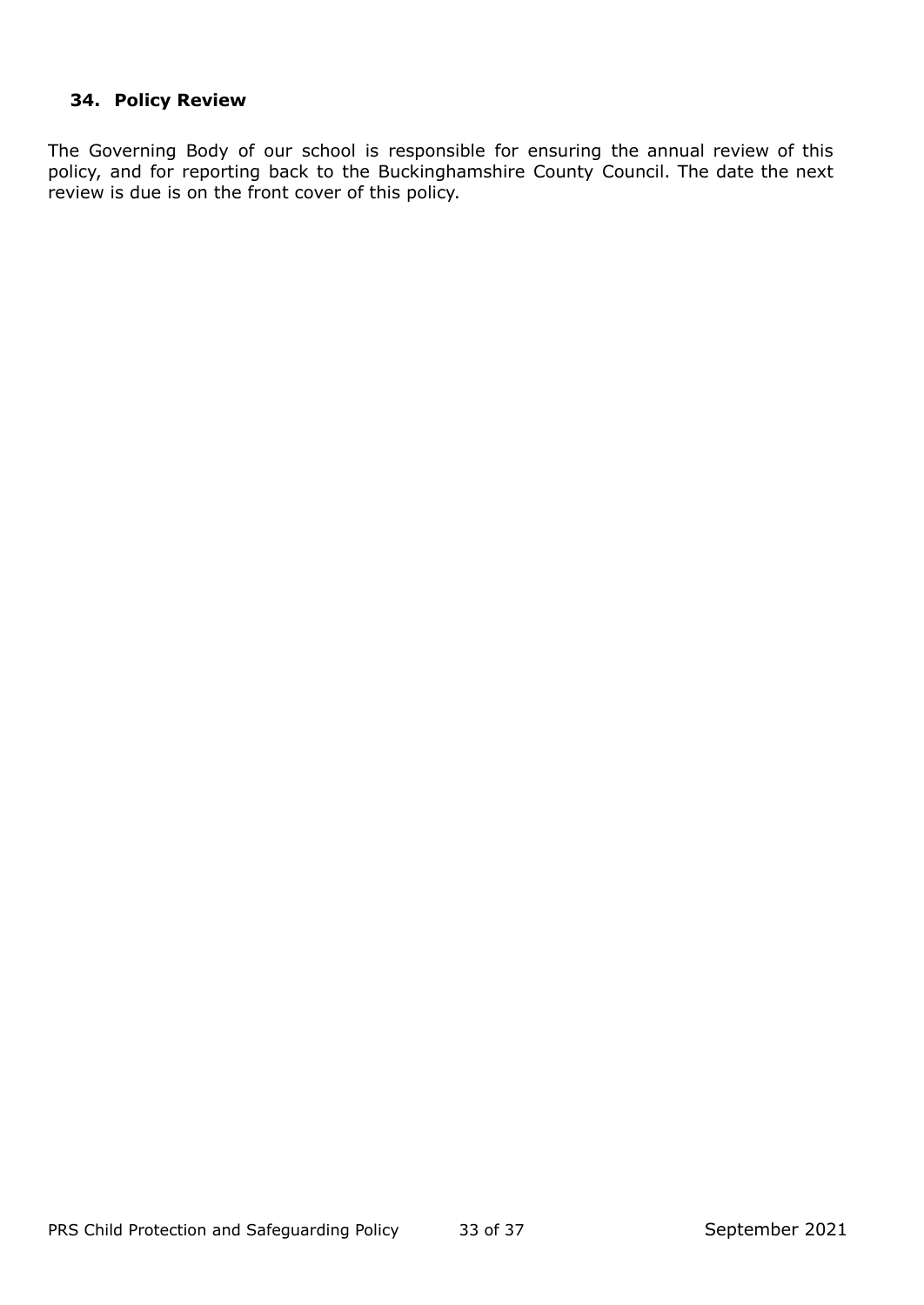## 34. Policy Review

The Governing Body of our school is responsible for ensuring the annual review of this policy, and for reporting back to the Buckinghamshire County Council. The date the next review is due is on the front cover of this policy.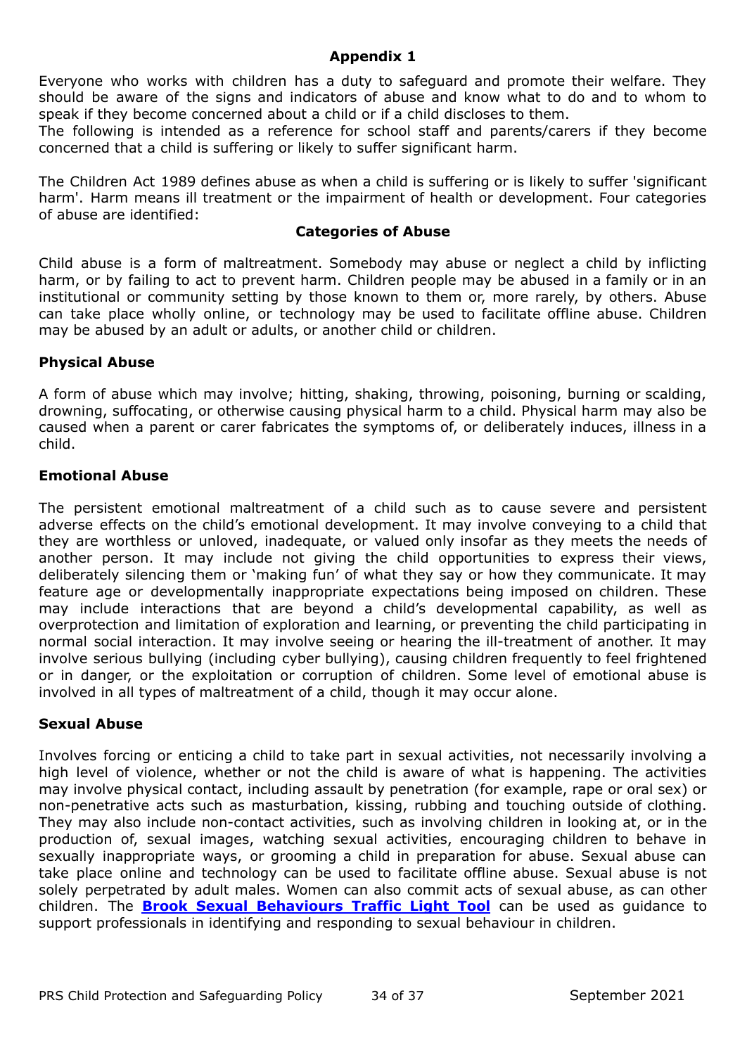## Appendix 1

Everyone who works with children has a duty to safeguard and promote their welfare. They should be aware of the signs and indicators of abuse and know what to do and to whom to speak if they become concerned about a child or if a child discloses to them.
The following is intended as a reference for school staff and parents/carers if they become concerned that a child is suffering or likely to suffer significant harm.

The Children Act 1989 defines abuse as when a child is suffering or is likely to suffer 'significant harm'. Harm means ill treatment or the impairment of health or development. Four categories of abuse are identified:

### Categories of Abuse

Child abuse is a form of maltreatment. Somebody may abuse or neglect a child by inflicting harm, or by failing to act to prevent harm. Children people may be abused in a family or in an institutional or community setting by those known to them or, more rarely, by others. Abuse can take place wholly online, or technology may be used to facilitate offline abuse. Children may be abused by an adult or adults, or another child or children.

### Physical Abuse

A form of abuse which may involve; hitting, shaking, throwing, poisoning, burning or scalding, drowning, suffocating, or otherwise causing physical harm to a child. Physical harm may also be caused when a parent or carer fabricates the symptoms of, or deliberately induces, illness in a child.

### Emotional Abuse

The persistent emotional maltreatment of a child such as to cause severe and persistent adverse effects on the child's emotional development. It may involve conveying to a child that they are worthless or unloved, inadequate, or valued only insofar as they meets the needs of another person. It may include not giving the child opportunities to express their views, deliberately silencing them or 'making fun' of what they say or how they communicate. It may feature age or developmentally inappropriate expectations being imposed on children. These may include interactions that are beyond a child's developmental capability, as well as overprotection and limitation of exploration and learning, or preventing the child participating in normal social interaction. It may involve seeing or hearing the ill-treatment of another. It may involve serious bullying (including cyber bullying), causing children frequently to feel frightened or in danger, or the exploitation or corruption of children. Some level of emotional abuse is involved in all types of maltreatment of a child, though it may occur alone.

### Sexual Abuse

Involves forcing or enticing a child to take part in sexual activities, not necessarily involving a high level of violence, whether or not the child is aware of what is happening. The activities may involve physical contact, including assault by penetration (for example, rape or oral sex) or non-penetrative acts such as masturbation, kissing, rubbing and touching outside of clothing. They may also include non-contact activities, such as involving children in looking at, or in the production of, sexual images, watching sexual activities, encouraging children to behave in sexually inappropriate ways, or grooming a child in preparation for abuse. Sexual abuse can take place online and technology can be used to facilitate offline abuse. Sexual abuse is not solely perpetrated by adult males. Women can also commit acts of sexual abuse, as can other children. The **Brook Sexual Behaviours Traffic Light Tool** can be used as guidance to support professionals in identifying and responding to sexual behaviour in children.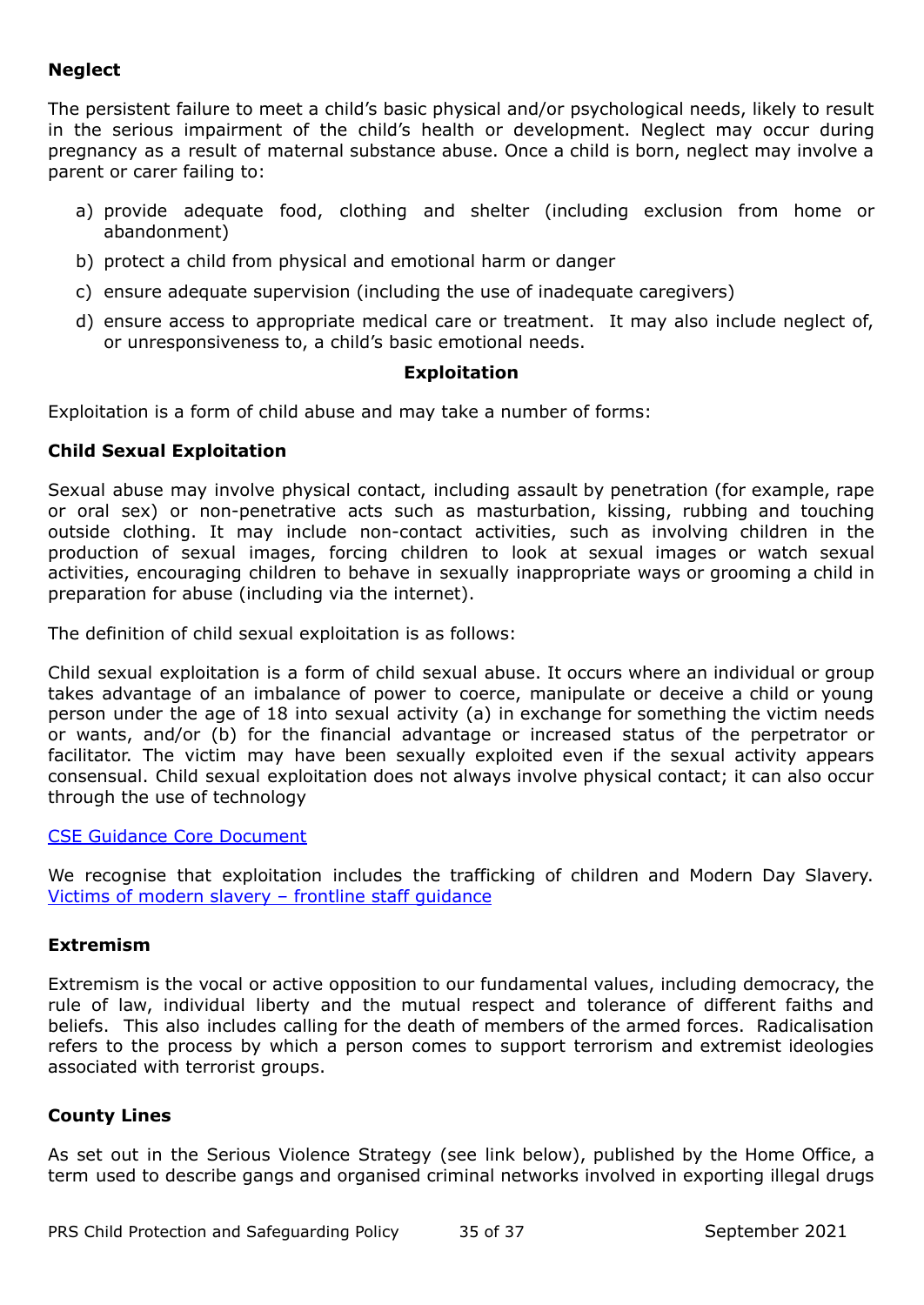**Neglect**

The persistent failure to meet a child's basic physical and/or psychological needs, likely to result in the serious impairment of the child's health or development. Neglect may occur during pregnancy as a result of maternal substance abuse. Once a child is born, neglect may involve a parent or carer failing to:

a) provide adequate food, clothing and shelter (including exclusion from home or abandonment)
b) protect a child from physical and emotional harm or danger
c) ensure adequate supervision (including the use of inadequate caregivers)
d) ensure access to appropriate medical care or treatment. It may also include neglect of, or unresponsiveness to, a child's basic emotional needs.

**Exploitation**

Exploitation is a form of child abuse and may take a number of forms:

**Child Sexual Exploitation**

Sexual abuse may involve physical contact, including assault by penetration (for example, rape or oral sex) or non-penetrative acts such as masturbation, kissing, rubbing and touching outside clothing. It may include non-contact activities, such as involving children in the production of sexual images, forcing children to look at sexual images or watch sexual activities, encouraging children to behave in sexually inappropriate ways or grooming a child in preparation for abuse (including via the internet).

The definition of child sexual exploitation is as follows:

Child sexual exploitation is a form of child sexual abuse. It occurs where an individual or group takes advantage of an imbalance of power to coerce, manipulate or deceive a child or young person under the age of 18 into sexual activity (a) in exchange for something the victim needs or wants, and/or (b) for the financial advantage or increased status of the perpetrator or facilitator. The victim may have been sexually exploited even if the sexual activity appears consensual. Child sexual exploitation does not always involve physical contact; it can also occur through the use of technology

CSE Guidance Core Document

We recognise that exploitation includes the trafficking of children and Modern Day Slavery. Victims of modern slavery – frontline staff guidance

**Extremism**

Extremism is the vocal or active opposition to our fundamental values, including democracy, the rule of law, individual liberty and the mutual respect and tolerance of different faiths and beliefs. This also includes calling for the death of members of the armed forces. Radicalisation refers to the process by which a person comes to support terrorism and extremist ideologies associated with terrorist groups.

**County Lines**

As set out in the Serious Violence Strategy (see link below), published by the Home Office, a term used to describe gangs and organised criminal networks involved in exporting illegal drugs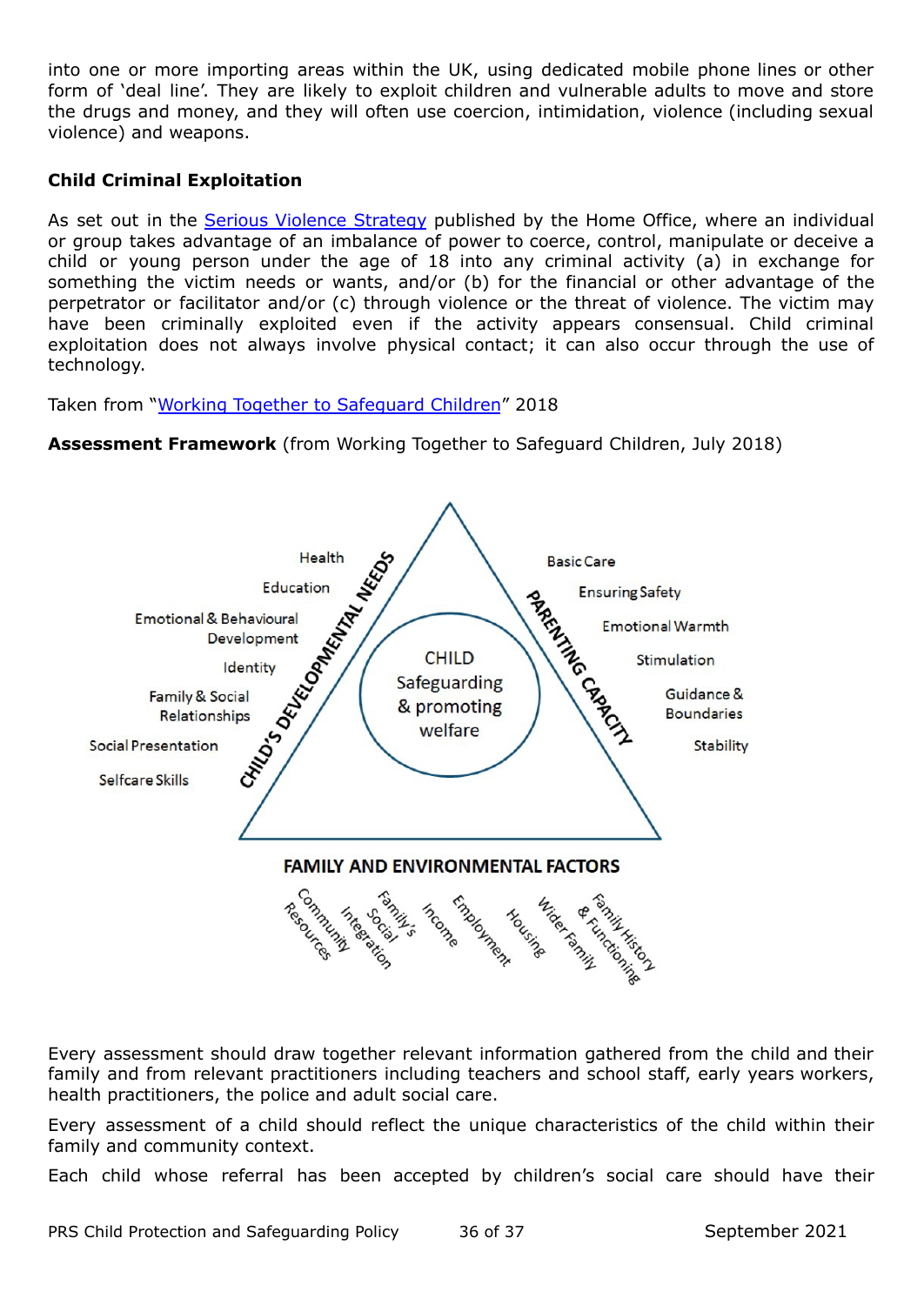into one or more importing areas within the UK, using dedicated mobile phone lines or other form of 'deal line'. They are likely to exploit children and vulnerable adults to move and store the drugs and money, and they will often use coercion, intimidation, violence (including sexual violence) and weapons.

**Child Criminal Exploitation**

As set out in the Serious Violence Strategy published by the Home Office, where an individual or group takes advantage of an imbalance of power to coerce, control, manipulate or deceive a child or young person under the age of 18 into any criminal activity (a) in exchange for something the victim needs or wants, and/or (b) for the financial or other advantage of the perpetrator or facilitator and/or (c) through violence or the threat of violence. The victim may have been criminally exploited even if the activity appears consensual. Child criminal exploitation does not always involve physical contact; it can also occur through the use of technology.

Taken from "Working Together to Safeguard Children" 2018

**Assessment Framework** (from Working Together to Safeguard Children, July 2018)

CHILD
Safeguarding & promoting welfare

CHILD'S DEVELOPMENTAL NEEDS
- Health
- Education
- Emotional & Behavioural Development
- Identity
- Family & Social Relationships
- Social Presentation
- Selfcare Skills

PARENTING CAPACITY
- Basic Care
- Ensuring Safety
- Emotional Warmth
- Stimulation
- Guidance & Boundaries
- Stability

FAMILY AND ENVIRONMENTAL FACTORS
- Community Resources
- Family's Social Integration
- Income
- Employment
- Housing
- Wider Family
- Family History & Functioning

Every assessment should draw together relevant information gathered from the child and their family and from relevant practitioners including teachers and school staff, early years workers, health practitioners, the police and adult social care.

Every assessment of a child should reflect the unique characteristics of the child within their family and community context.

Each child whose referral has been accepted by children's social care should have their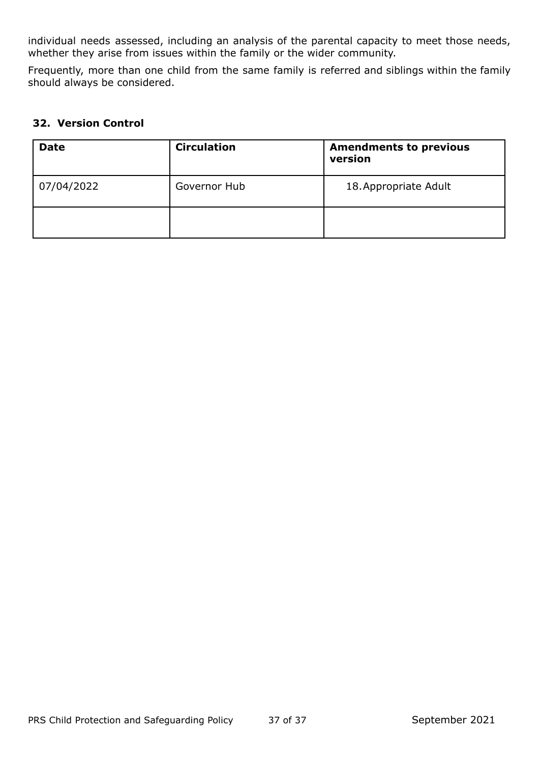individual needs assessed, including an analysis of the parental capacity to meet those needs, whether they arise from issues within the family or the wider community.

Frequently, more than one child from the same family is referred and siblings within the family should always be considered.

## 32. Version Control

| Date | Circulation | Amendments to previous version |
|---|---|---|
| 07/04/2022 | Governor Hub | 18. Appropriate Adult |
| | | |